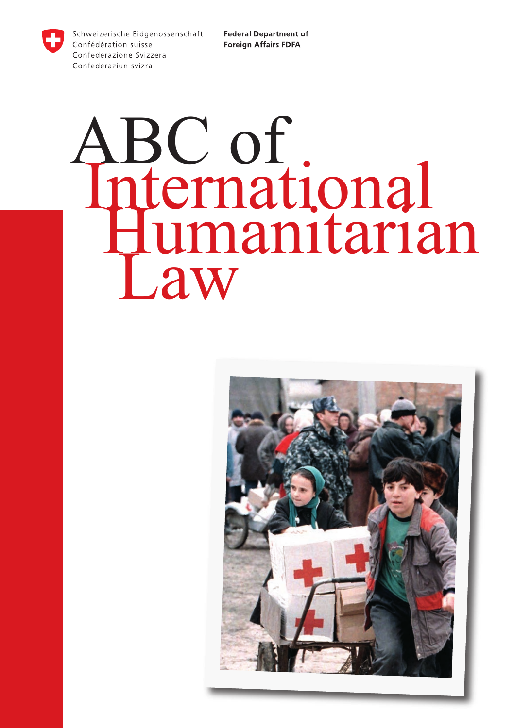Schweizerische Eidgenossenschaft
Confédération suisse
Confederazione Svizzera
Confederaziun svizra

**Federal Department of Foreign Affairs FDFA**

# ABC of International Humanitarian Law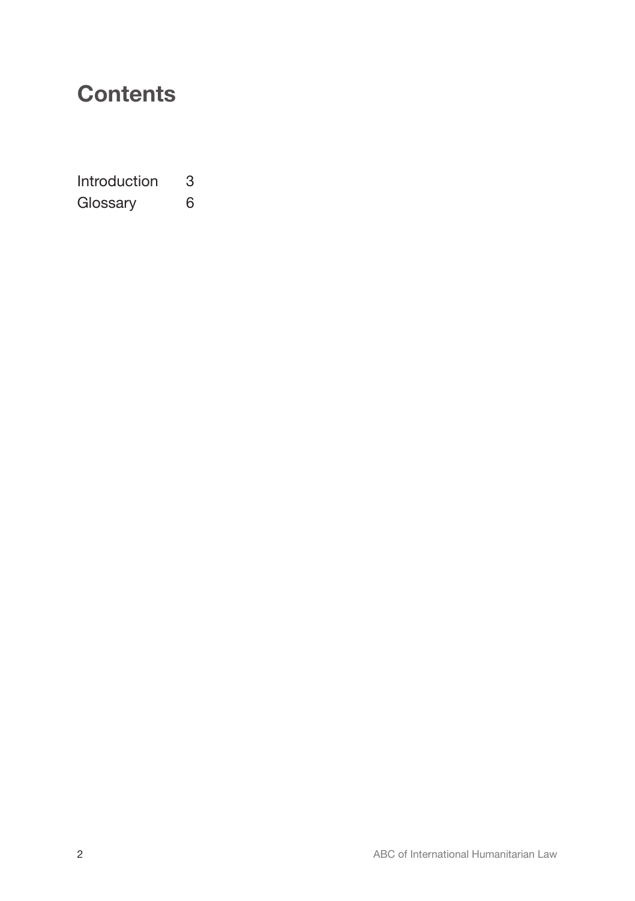# Contents

| | |
|---|---|
| Introduction | 3 |
| Glossary | 6 |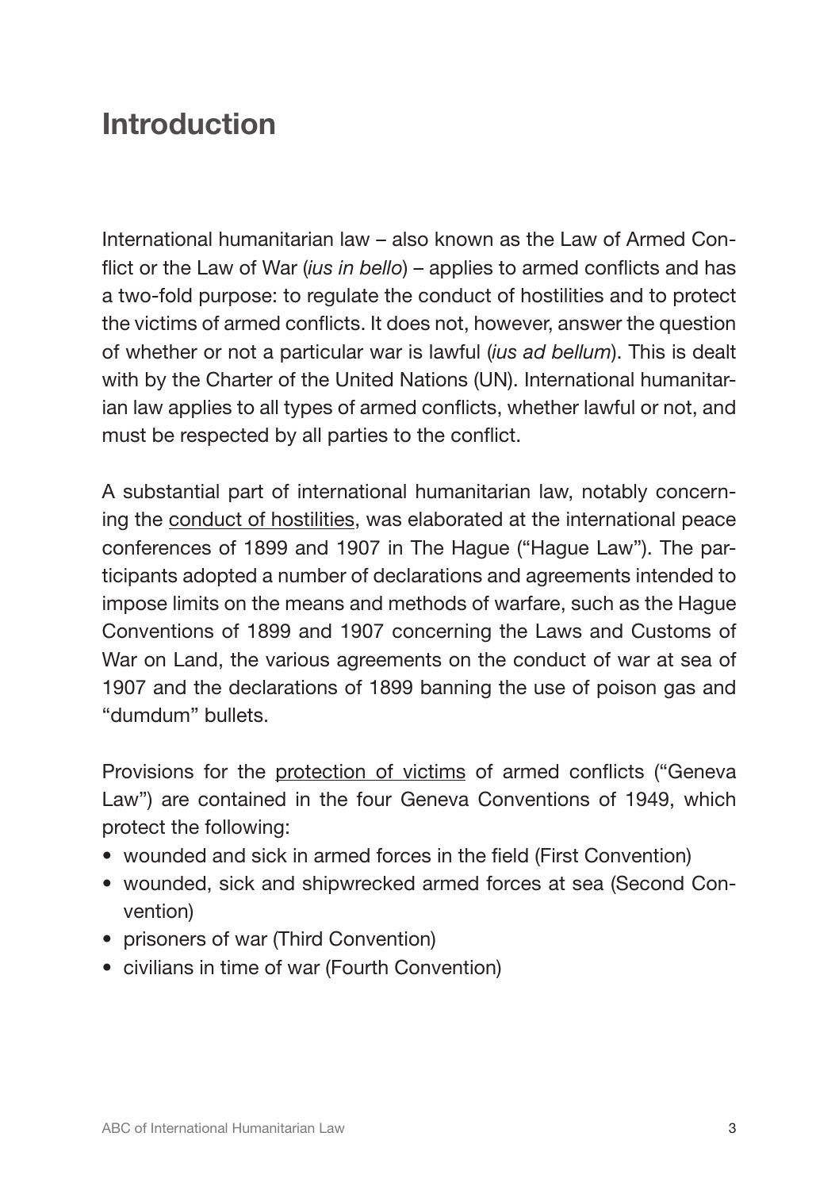# Introduction

International humanitarian law – also known as the Law of Armed Conflict or the Law of War (*ius in bello*) – applies to armed conflicts and has a two-fold purpose: to regulate the conduct of hostilities and to protect the victims of armed conflicts. It does not, however, answer the question of whether or not a particular war is lawful (*ius ad bellum*). This is dealt with by the Charter of the United Nations (UN). International humanitarian law applies to all types of armed conflicts, whether lawful or not, and must be respected by all parties to the conflict.

A substantial part of international humanitarian law, notably concerning the conduct of hostilities, was elaborated at the international peace conferences of 1899 and 1907 in The Hague ("Hague Law"). The participants adopted a number of declarations and agreements intended to impose limits on the means and methods of warfare, such as the Hague Conventions of 1899 and 1907 concerning the Laws and Customs of War on Land, the various agreements on the conduct of war at sea of 1907 and the declarations of 1899 banning the use of poison gas and "dumdum" bullets.

Provisions for the protection of victims of armed conflicts ("Geneva Law") are contained in the four Geneva Conventions of 1949, which protect the following:

- wounded and sick in armed forces in the field (First Convention)
- wounded, sick and shipwrecked armed forces at sea (Second Convention)
- prisoners of war (Third Convention)
- civilians in time of war (Fourth Convention)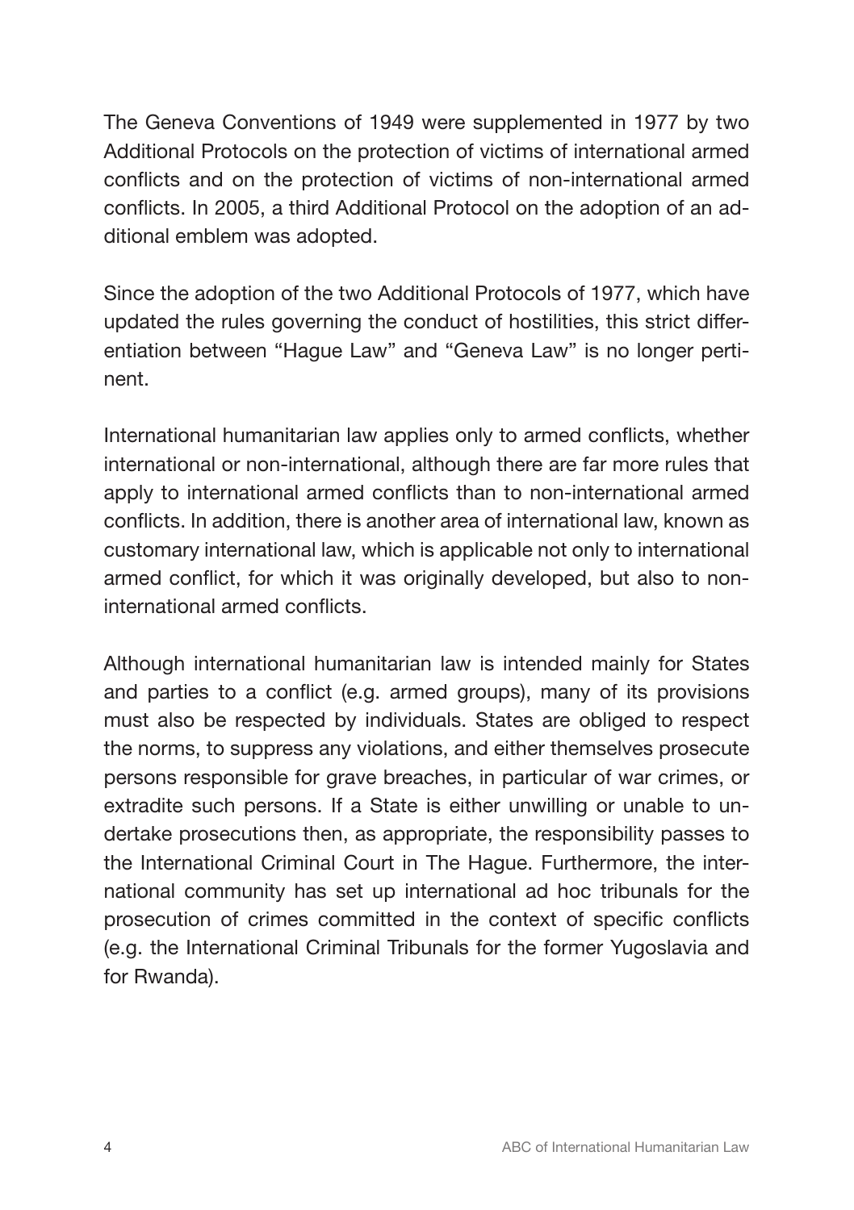The Geneva Conventions of 1949 were supplemented in 1977 by two Additional Protocols on the protection of victims of international armed conflicts and on the protection of victims of non-international armed conflicts. In 2005, a third Additional Protocol on the adoption of an additional emblem was adopted.

Since the adoption of the two Additional Protocols of 1977, which have updated the rules governing the conduct of hostilities, this strict differentiation between "Hague Law" and "Geneva Law" is no longer pertinent.

International humanitarian law applies only to armed conflicts, whether international or non-international, although there are far more rules that apply to international armed conflicts than to non-international armed conflicts. In addition, there is another area of international law, known as customary international law, which is applicable not only to international armed conflict, for which it was originally developed, but also to non-international armed conflicts.

Although international humanitarian law is intended mainly for States and parties to a conflict (e.g. armed groups), many of its provisions must also be respected by individuals. States are obliged to respect the norms, to suppress any violations, and either themselves prosecute persons responsible for grave breaches, in particular of war crimes, or extradite such persons. If a State is either unwilling or unable to undertake prosecutions then, as appropriate, the responsibility passes to the International Criminal Court in The Hague. Furthermore, the international community has set up international ad hoc tribunals for the prosecution of crimes committed in the context of specific conflicts (e.g. the International Criminal Tribunals for the former Yugoslavia and for Rwanda).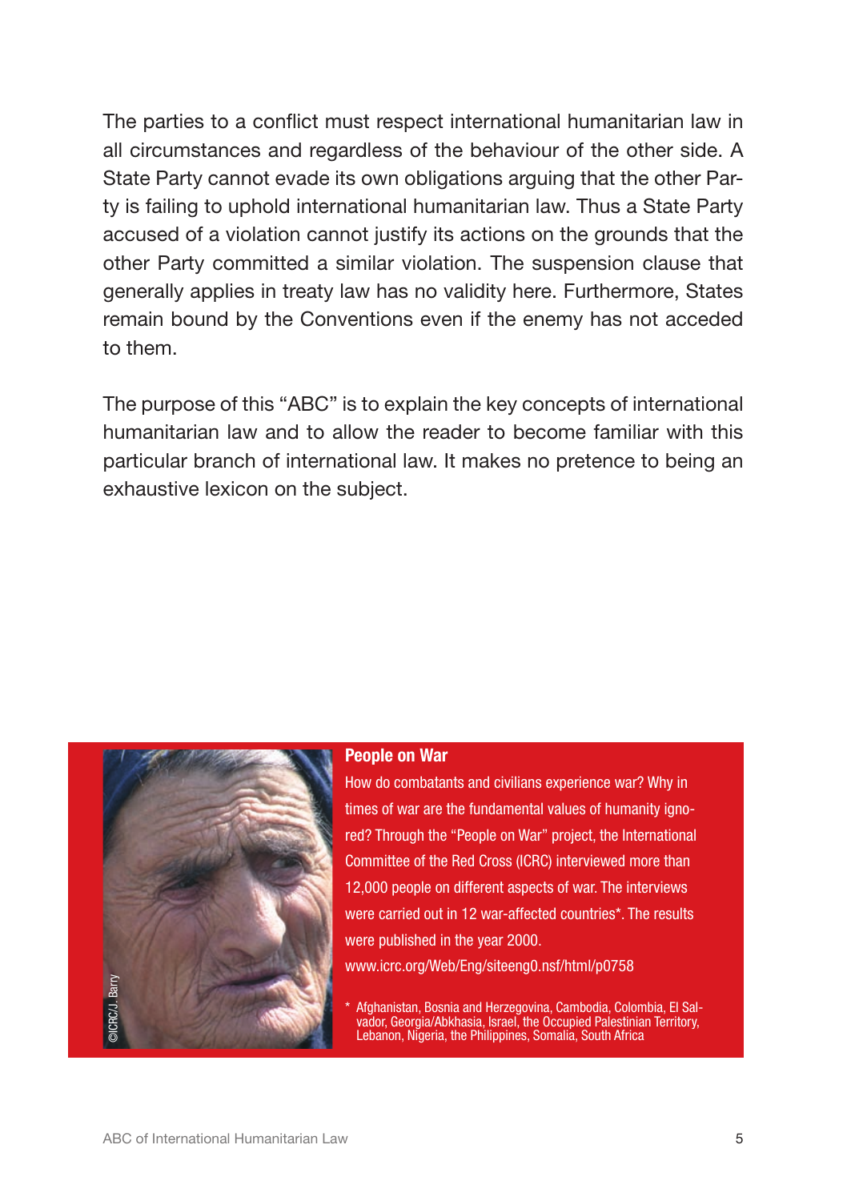The parties to a conflict must respect international humanitarian law in all circumstances and regardless of the behaviour of the other side. A State Party cannot evade its own obligations arguing that the other Party is failing to uphold international humanitarian law. Thus a State Party accused of a violation cannot justify its actions on the grounds that the other Party committed a similar violation. The suspension clause that generally applies in treaty law has no validity here. Furthermore, States remain bound by the Conventions even if the enemy has not acceded to them.

The purpose of this "ABC" is to explain the key concepts of international humanitarian law and to allow the reader to become familiar with this particular branch of international law. It makes no pretence to being an exhaustive lexicon on the subject.

©ICRC/J. Barry

**People on War**

How do combatants and civilians experience war? Why in times of war are the fundamental values of humanity ignored? Through the "People on War" project, the International Committee of the Red Cross (ICRC) interviewed more than 12,000 people on different aspects of war. The interviews were carried out in 12 war-affected countries*. The results were published in the year 2000.

www.icrc.org/Web/Eng/siteeng0.nsf/html/p0758

\* Afghanistan, Bosnia and Herzegovina, Cambodia, Colombia, El Salvador, Georgia/Abkhasia, Israel, the Occupied Palestinian Territory, Lebanon, Nigeria, the Philippines, Somalia, South Africa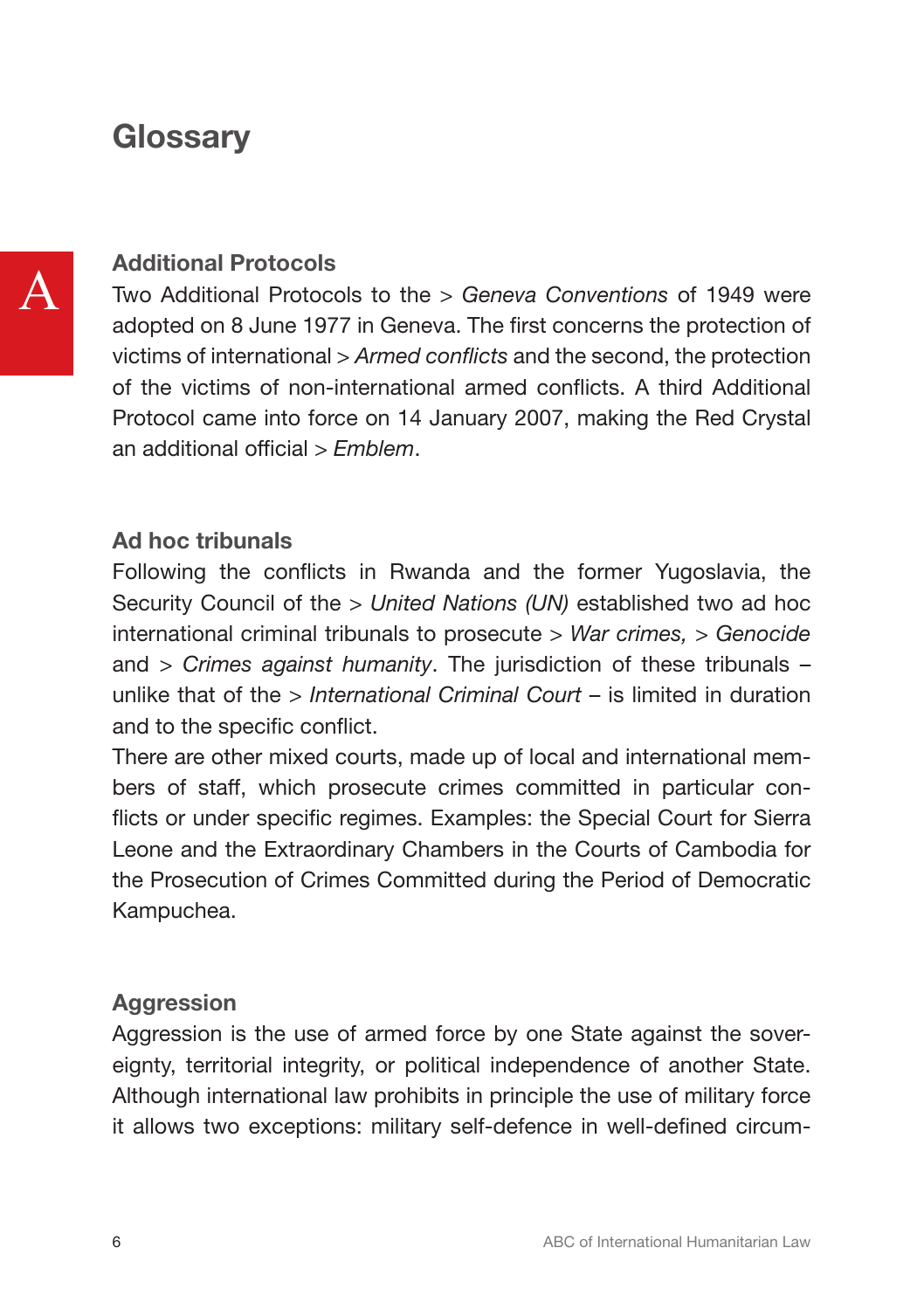# Glossary

A

### Additional Protocols

Two Additional Protocols to the > *Geneva Conventions* of 1949 were adopted on 8 June 1977 in Geneva. The first concerns the protection of victims of international > *Armed conflicts* and the second, the protection of the victims of non-international armed conflicts. A third Additional Protocol came into force on 14 January 2007, making the Red Crystal an additional official > *Emblem*.

### Ad hoc tribunals

Following the conflicts in Rwanda and the former Yugoslavia, the Security Council of the > *United Nations (UN)* established two ad hoc international criminal tribunals to prosecute > *War crimes,* > *Genocide* and > *Crimes against humanity*. The jurisdiction of these tribunals – unlike that of the > *International Criminal Court* – is limited in duration and to the specific conflict.

There are other mixed courts, made up of local and international members of staff, which prosecute crimes committed in particular conflicts or under specific regimes. Examples: the Special Court for Sierra Leone and the Extraordinary Chambers in the Courts of Cambodia for the Prosecution of Crimes Committed during the Period of Democratic Kampuchea.

### Aggression

Aggression is the use of armed force by one State against the sovereignty, territorial integrity, or political independence of another State. Although international law prohibits in principle the use of military force it allows two exceptions: military self-defence in well-defined circum-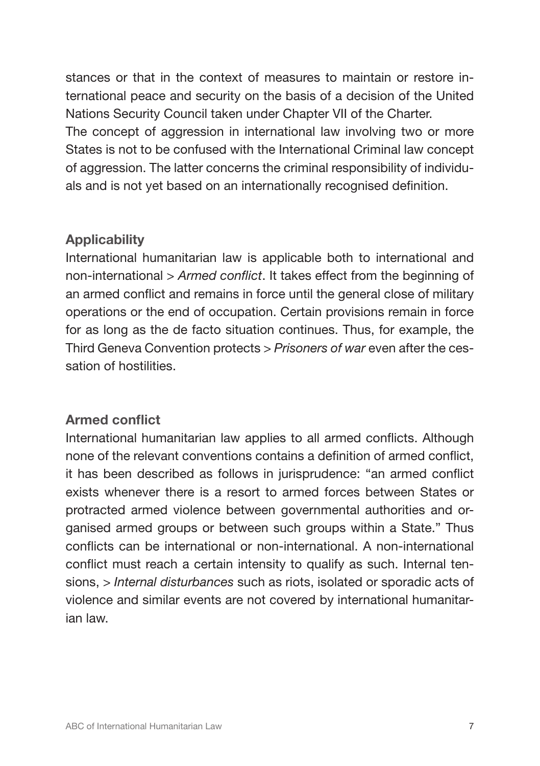stances or that in the context of measures to maintain or restore international peace and security on the basis of a decision of the United Nations Security Council taken under Chapter VII of the Charter.
The concept of aggression in international law involving two or more States is not to be confused with the International Criminal law concept of aggression. The latter concerns the criminal responsibility of individuals and is not yet based on an internationally recognised definition.

## Applicability

International humanitarian law is applicable both to international and non-international > *Armed conflict*. It takes effect from the beginning of an armed conflict and remains in force until the general close of military operations or the end of occupation. Certain provisions remain in force for as long as the de facto situation continues. Thus, for example, the Third Geneva Convention protects > *Prisoners of war* even after the cessation of hostilities.

## Armed conflict

International humanitarian law applies to all armed conflicts. Although none of the relevant conventions contains a definition of armed conflict, it has been described as follows in jurisprudence: "an armed conflict exists whenever there is a resort to armed forces between States or protracted armed violence between governmental authorities and organised armed groups or between such groups within a State." Thus conflicts can be international or non-international. A non-international conflict must reach a certain intensity to qualify as such. Internal tensions, > *Internal disturbances* such as riots, isolated or sporadic acts of violence and similar events are not covered by international humanitarian law.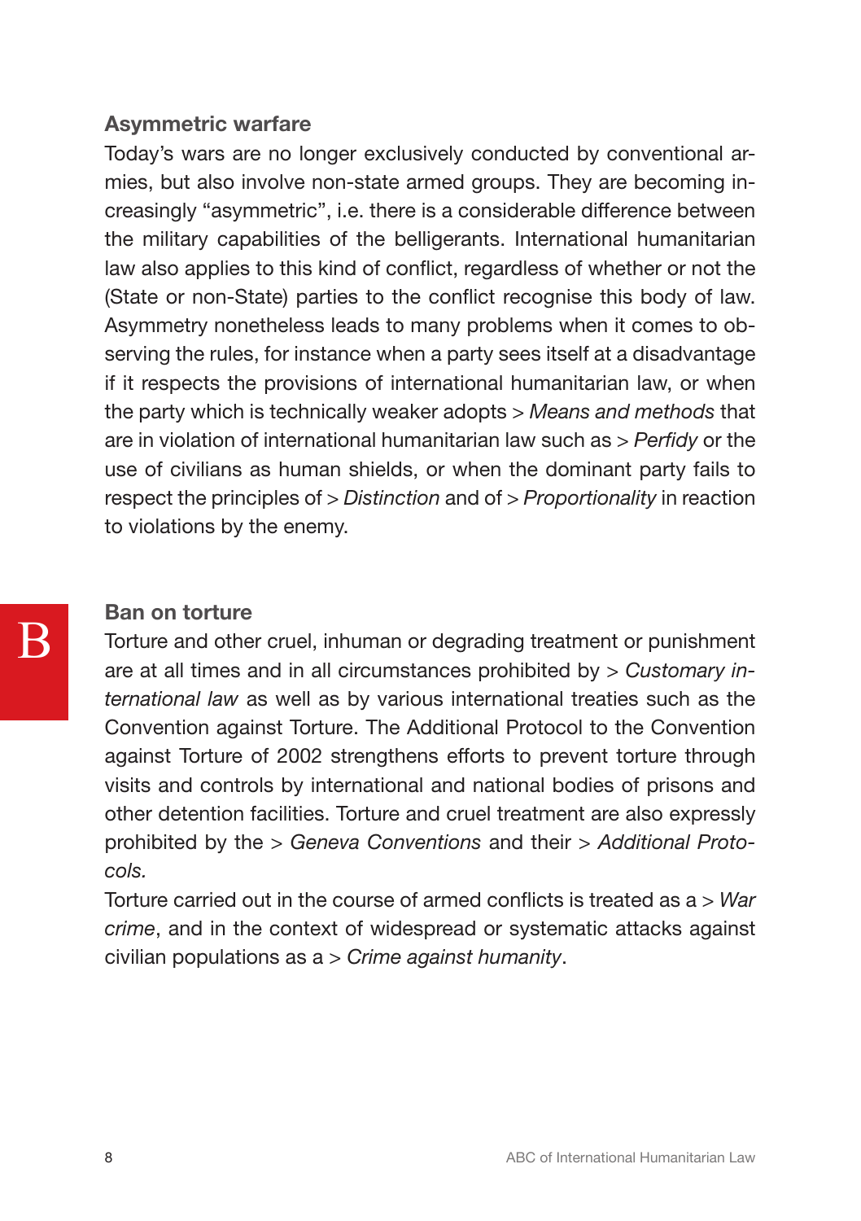### Asymmetric warfare

Today's wars are no longer exclusively conducted by conventional armies, but also involve non-state armed groups. They are becoming increasingly "asymmetric", i.e. there is a considerable difference between the military capabilities of the belligerants. International humanitarian law also applies to this kind of conflict, regardless of whether or not the (State or non-State) parties to the conflict recognise this body of law. Asymmetry nonetheless leads to many problems when it comes to observing the rules, for instance when a party sees itself at a disadvantage if it respects the provisions of international humanitarian law, or when the party which is technically weaker adopts > *Means and methods* that are in violation of international humanitarian law such as > *Perfidy* or the use of civilians as human shields, or when the dominant party fails to respect the principles of > *Distinction* and of > *Proportionality* in reaction to violations by the enemy.

### Ban on torture

Torture and other cruel, inhuman or degrading treatment or punishment are at all times and in all circumstances prohibited by > *Customary international law* as well as by various international treaties such as the Convention against Torture. The Additional Protocol to the Convention against Torture of 2002 strengthens efforts to prevent torture through visits and controls by international and national bodies of prisons and other detention facilities. Torture and cruel treatment are also expressly prohibited by the > *Geneva Conventions* and their > *Additional Protocols.*

Torture carried out in the course of armed conflicts is treated as a > *War crime*, and in the context of widespread or systematic attacks against civilian populations as a > *Crime against humanity*.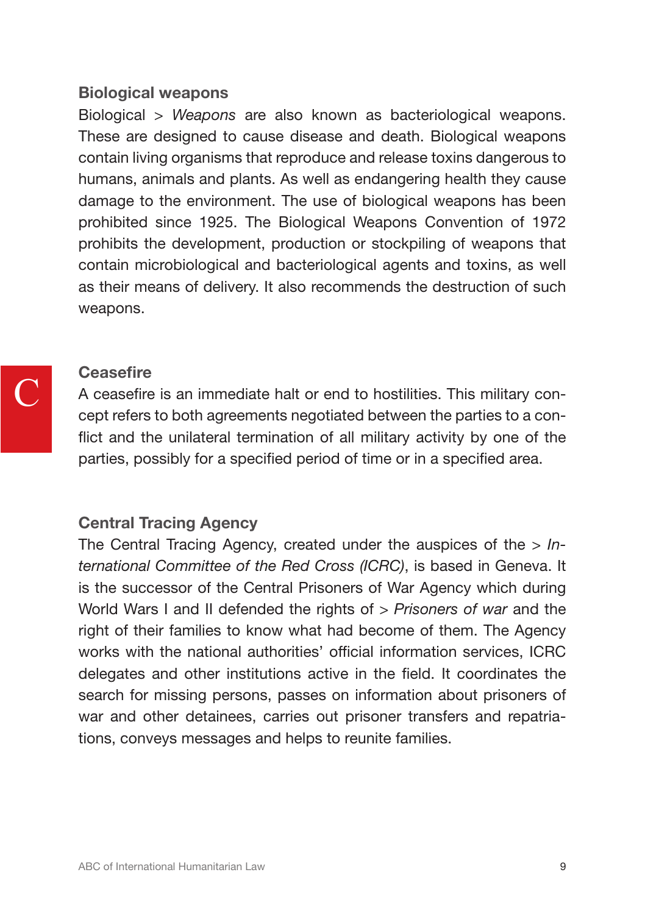### Biological weapons

Biological > *Weapons* are also known as bacteriological weapons. These are designed to cause disease and death. Biological weapons contain living organisms that reproduce and release toxins dangerous to humans, animals and plants. As well as endangering health they cause damage to the environment. The use of biological weapons has been prohibited since 1925. The Biological Weapons Convention of 1972 prohibits the development, production or stockpiling of weapons that contain microbiological and bacteriological agents and toxins, as well as their means of delivery. It also recommends the destruction of such weapons.

## C

### Ceasefire

A ceasefire is an immediate halt or end to hostilities. This military concept refers to both agreements negotiated between the parties to a conflict and the unilateral termination of all military activity by one of the parties, possibly for a specified period of time or in a specified area.

### Central Tracing Agency

The Central Tracing Agency, created under the auspices of the > *International Committee of the Red Cross (ICRC)*, is based in Geneva. It is the successor of the Central Prisoners of War Agency which during World Wars I and II defended the rights of > *Prisoners of war* and the right of their families to know what had become of them. The Agency works with the national authorities' official information services, ICRC delegates and other institutions active in the field. It coordinates the search for missing persons, passes on information about prisoners of war and other detainees, carries out prisoner transfers and repatriations, conveys messages and helps to reunite families.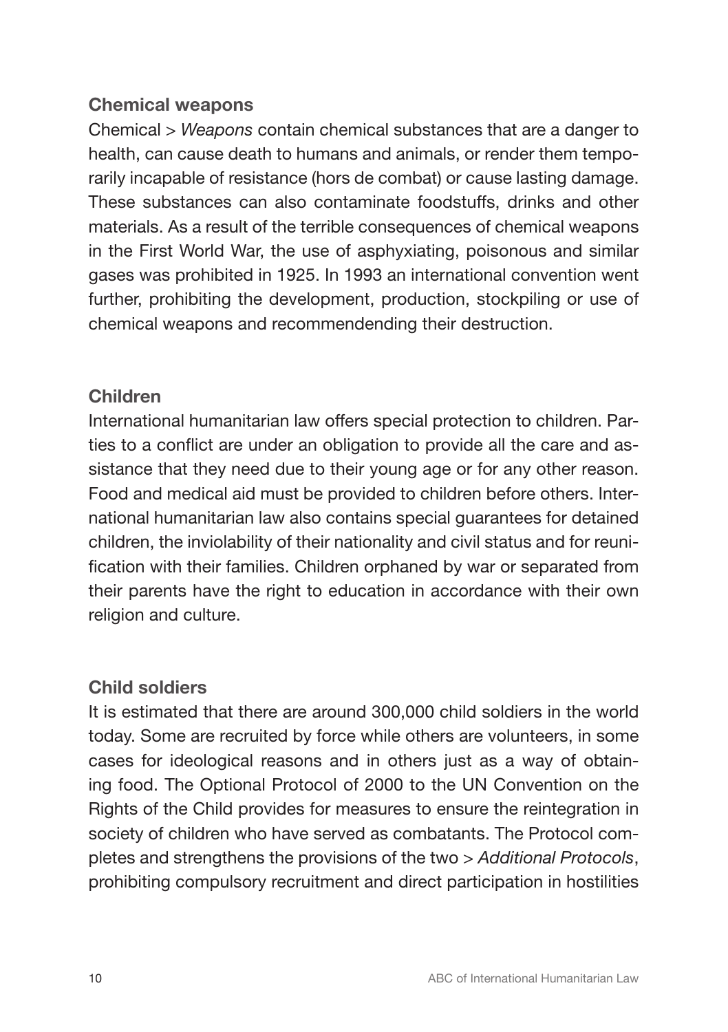## Chemical weapons

Chemical > *Weapons* contain chemical substances that are a danger to health, can cause death to humans and animals, or render them temporarily incapable of resistance (hors de combat) or cause lasting damage. These substances can also contaminate foodstuffs, drinks and other materials. As a result of the terrible consequences of chemical weapons in the First World War, the use of asphyxiating, poisonous and similar gases was prohibited in 1925. In 1993 an international convention went further, prohibiting the development, production, stockpiling or use of chemical weapons and recommendending their destruction.

## Children

International humanitarian law offers special protection to children. Parties to a conflict are under an obligation to provide all the care and assistance that they need due to their young age or for any other reason. Food and medical aid must be provided to children before others. International humanitarian law also contains special guarantees for detained children, the inviolability of their nationality and civil status and for reunification with their families. Children orphaned by war or separated from their parents have the right to education in accordance with their own religion and culture.

## Child soldiers

It is estimated that there are around 300,000 child soldiers in the world today. Some are recruited by force while others are volunteers, in some cases for ideological reasons and in others just as a way of obtaining food. The Optional Protocol of 2000 to the UN Convention on the Rights of the Child provides for measures to ensure the reintegration in society of children who have served as combatants. The Protocol completes and strengthens the provisions of the two > *Additional Protocols*, prohibiting compulsory recruitment and direct participation in hostilities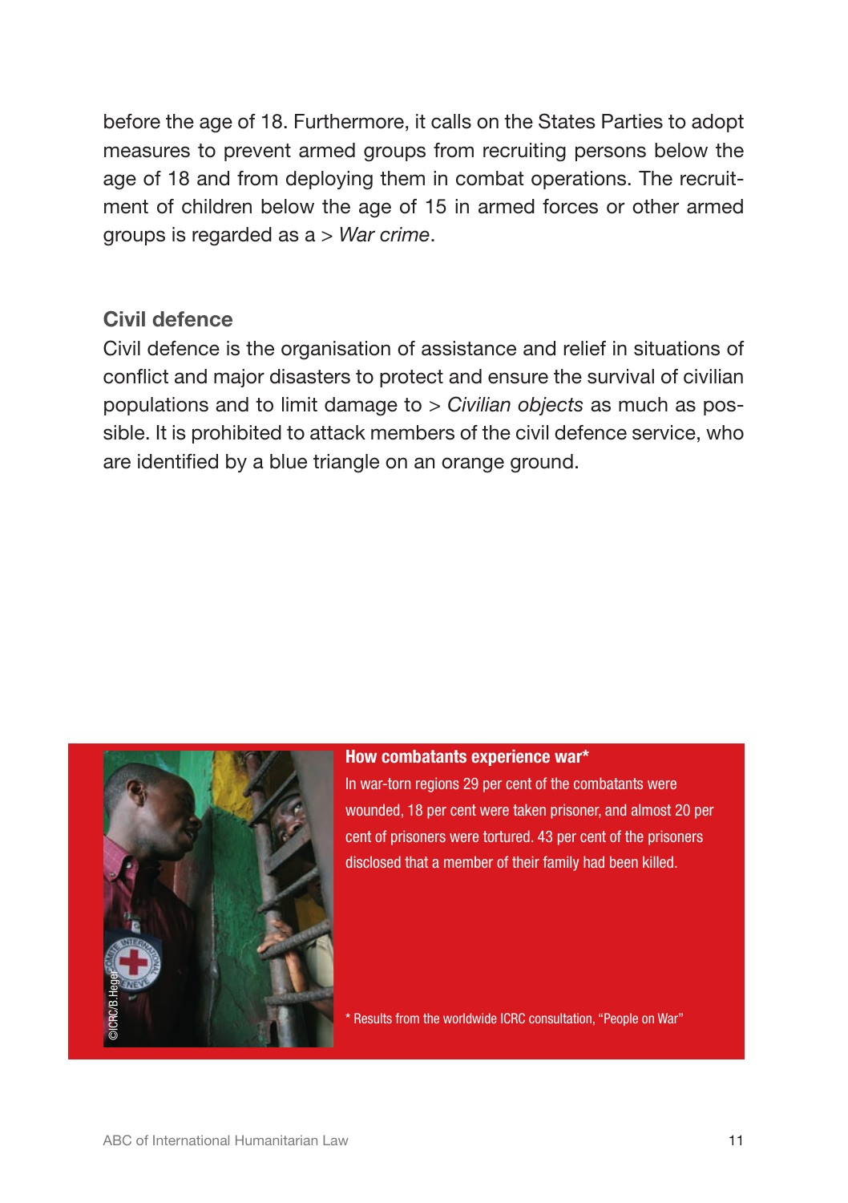before the age of 18. Furthermore, it calls on the States Parties to adopt measures to prevent armed groups from recruiting persons below the age of 18 and from deploying them in combat operations. The recruitment of children below the age of 15 in armed forces or other armed groups is regarded as a > *War crime*.

## Civil defence

Civil defence is the organisation of assistance and relief in situations of conflict and major disasters to protect and ensure the survival of civilian populations and to limit damage to > *Civilian objects* as much as possible. It is prohibited to attack members of the civil defence service, who are identified by a blue triangle on an orange ground.

©ICRC/B.Heger

**How combatants experience war***

In war-torn regions 29 per cent of the combatants were wounded, 18 per cent were taken prisoner, and almost 20 per cent of prisoners were tortured. 43 per cent of the prisoners disclosed that a member of their family had been killed.

* Results from the worldwide ICRC consultation, "People on War"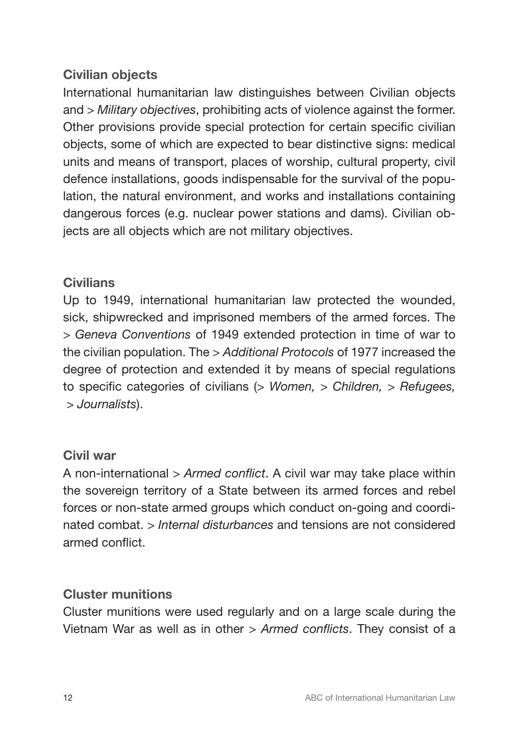### Civilian objects

International humanitarian law distinguishes between Civilian objects and > *Military objectives*, prohibiting acts of violence against the former. Other provisions provide special protection for certain specific civilian objects, some of which are expected to bear distinctive signs: medical units and means of transport, places of worship, cultural property, civil defence installations, goods indispensable for the survival of the population, the natural environment, and works and installations containing dangerous forces (e.g. nuclear power stations and dams). Civilian objects are all objects which are not military objectives.

### Civilians

Up to 1949, international humanitarian law protected the wounded, sick, shipwrecked and imprisoned members of the armed forces. The > *Geneva Conventions* of 1949 extended protection in time of war to the civilian population. The > *Additional Protocols* of 1977 increased the degree of protection and extended it by means of special regulations to specific categories of civilians (> *Women,* > *Children,* > *Refugees,* > *Journalists*).

### Civil war

A non-international > *Armed conflict*. A civil war may take place within the sovereign territory of a State between its armed forces and rebel forces or non-state armed groups which conduct on-going and coordinated combat. > *Internal disturbances* and tensions are not considered armed conflict.

### Cluster munitions

Cluster munitions were used regularly and on a large scale during the Vietnam War as well as in other > *Armed conflicts*. They consist of a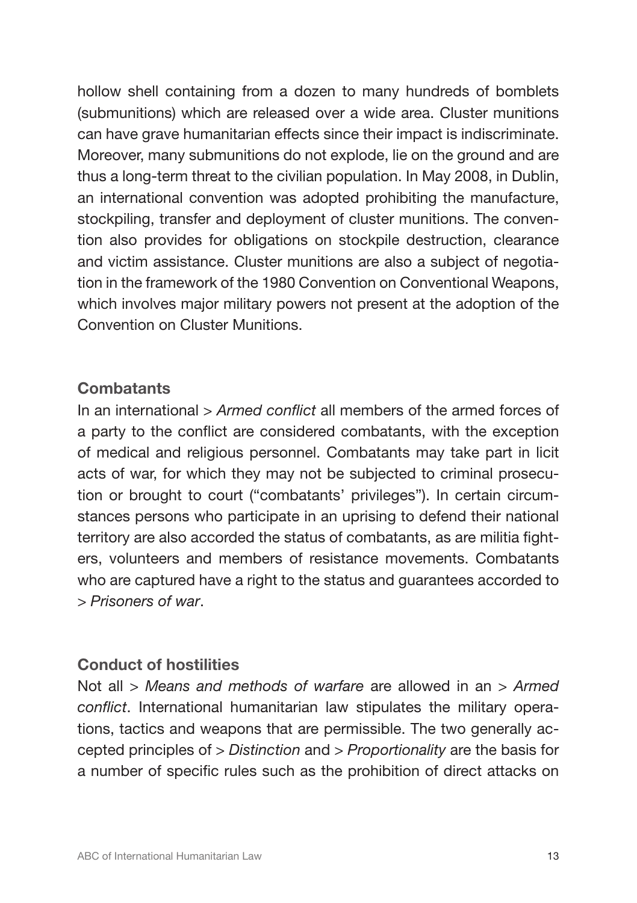hollow shell containing from a dozen to many hundreds of bomblets (submunitions) which are released over a wide area. Cluster munitions can have grave humanitarian effects since their impact is indiscriminate. Moreover, many submunitions do not explode, lie on the ground and are thus a long-term threat to the civilian population. In May 2008, in Dublin, an international convention was adopted prohibiting the manufacture, stockpiling, transfer and deployment of cluster munitions. The convention also provides for obligations on stockpile destruction, clearance and victim assistance. Cluster munitions are also a subject of negotiation in the framework of the 1980 Convention on Conventional Weapons, which involves major military powers not present at the adoption of the Convention on Cluster Munitions.

### Combatants

In an international > *Armed conflict* all members of the armed forces of a party to the conflict are considered combatants, with the exception of medical and religious personnel. Combatants may take part in licit acts of war, for which they may not be subjected to criminal prosecution or brought to court ("combatants' privileges"). In certain circumstances persons who participate in an uprising to defend their national territory are also accorded the status of combatants, as are militia fighters, volunteers and members of resistance movements. Combatants who are captured have a right to the status and guarantees accorded to > *Prisoners of war*.

### Conduct of hostilities

Not all > *Means and methods of warfare* are allowed in an > *Armed conflict*. International humanitarian law stipulates the military operations, tactics and weapons that are permissible. The two generally accepted principles of > *Distinction* and > *Proportionality* are the basis for a number of specific rules such as the prohibition of direct attacks on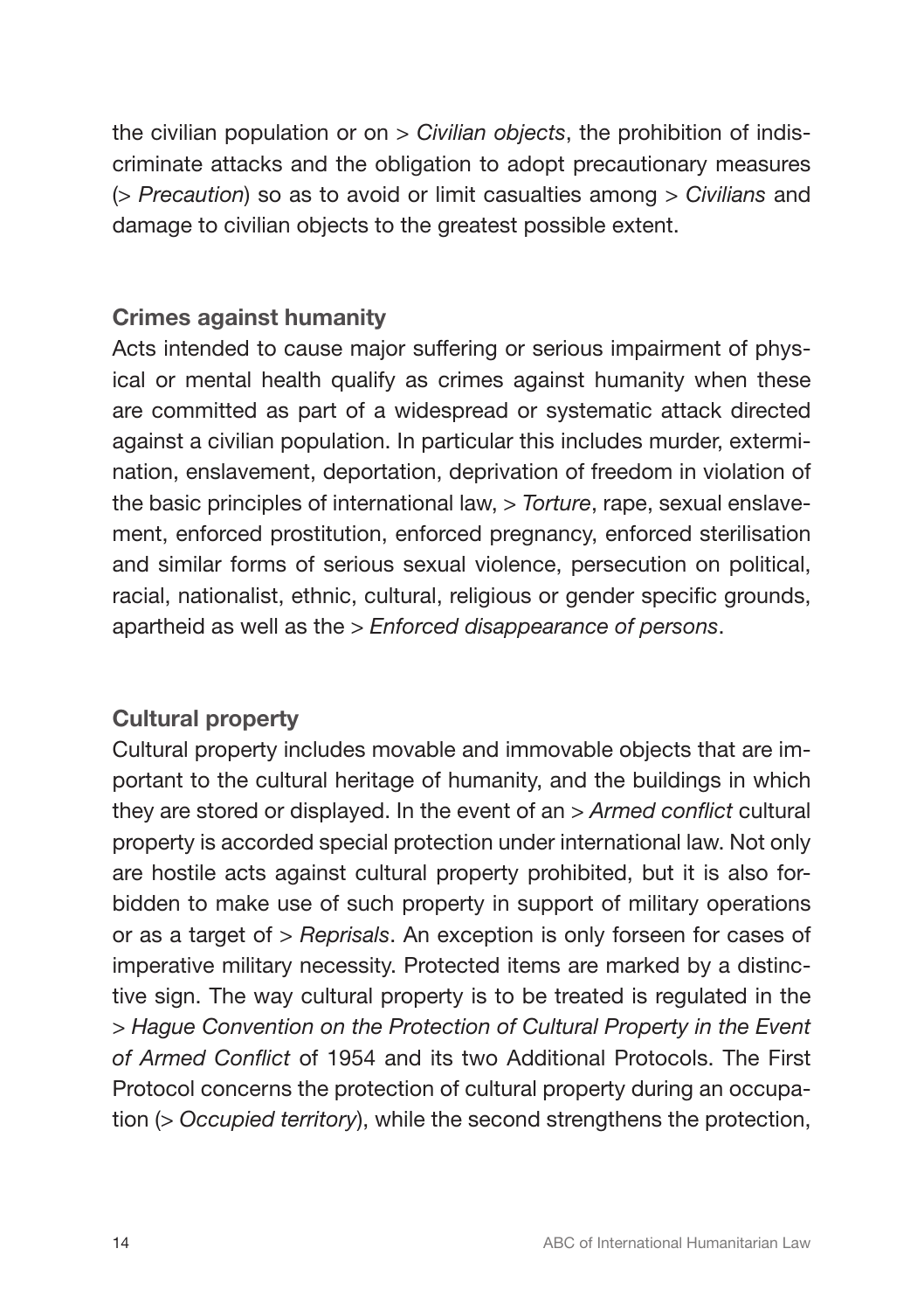the civilian population or on > *Civilian objects*, the prohibition of indiscriminate attacks and the obligation to adopt precautionary measures (> *Precaution*) so as to avoid or limit casualties among > *Civilians* and damage to civilian objects to the greatest possible extent.

### Crimes against humanity

Acts intended to cause major suffering or serious impairment of physical or mental health qualify as crimes against humanity when these are committed as part of a widespread or systematic attack directed against a civilian population. In particular this includes murder, extermination, enslavement, deportation, deprivation of freedom in violation of the basic principles of international law, > *Torture*, rape, sexual enslavement, enforced prostitution, enforced pregnancy, enforced sterilisation and similar forms of serious sexual violence, persecution on political, racial, nationalist, ethnic, cultural, religious or gender specific grounds, apartheid as well as the > *Enforced disappearance of persons*.

### Cultural property

Cultural property includes movable and immovable objects that are important to the cultural heritage of humanity, and the buildings in which they are stored or displayed. In the event of an > *Armed conflict* cultural property is accorded special protection under international law. Not only are hostile acts against cultural property prohibited, but it is also forbidden to make use of such property in support of military operations or as a target of > *Reprisals*. An exception is only forseen for cases of imperative military necessity. Protected items are marked by a distinctive sign. The way cultural property is to be treated is regulated in the > *Hague Convention on the Protection of Cultural Property in the Event of Armed Conflict* of 1954 and its two Additional Protocols. The First Protocol concerns the protection of cultural property during an occupation (> *Occupied territory*), while the second strengthens the protection,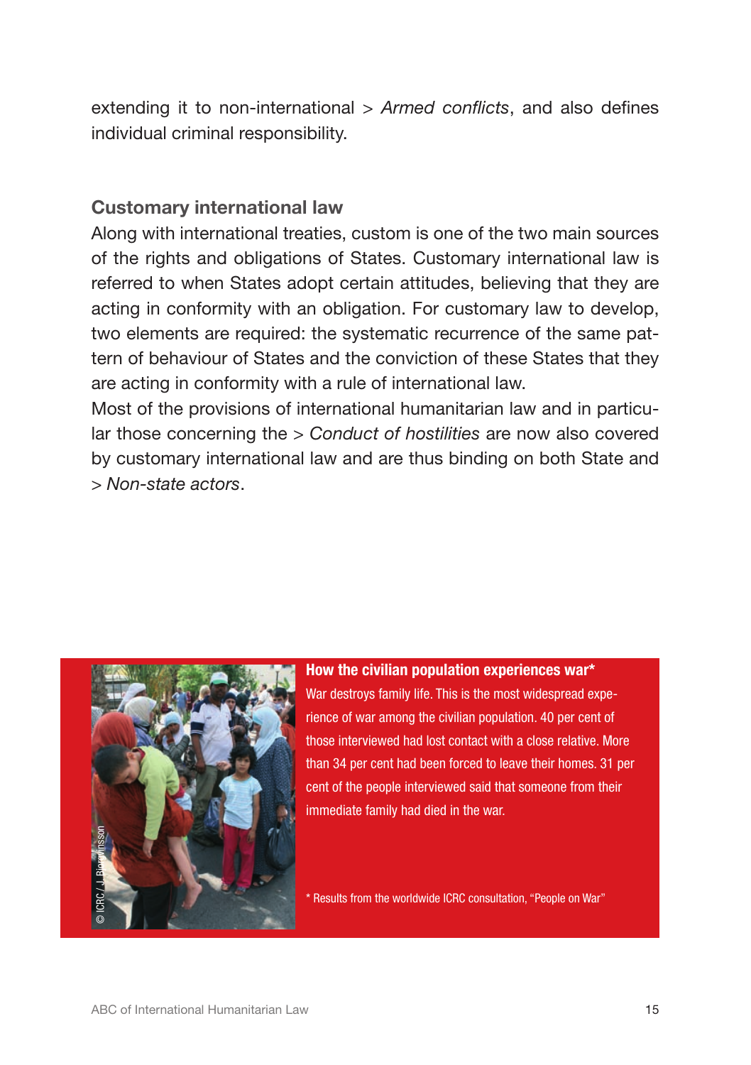extending it to non-international > *Armed conflicts*, and also defines individual criminal responsibility.

## Customary international law

Along with international treaties, custom is one of the two main sources of the rights and obligations of States. Customary international law is referred to when States adopt certain attitudes, believing that they are acting in conformity with an obligation. For customary law to develop, two elements are required: the systematic recurrence of the same pattern of behaviour of States and the conviction of these States that they are acting in conformity with a rule of international law.

Most of the provisions of international humanitarian law and in particular those concerning the > *Conduct of hostilities* are now also covered by customary international law and are thus binding on both State and > *Non-state actors*.

© ICRC / J. Björgvinsson

**How the civilian population experiences war***

War destroys family life. This is the most widespread experience of war among the civilian population. 40 per cent of those interviewed had lost contact with a close relative. More than 34 per cent had been forced to leave their homes. 31 per cent of the people interviewed said that someone from their immediate family had died in the war.

* Results from the worldwide ICRC consultation, "People on War"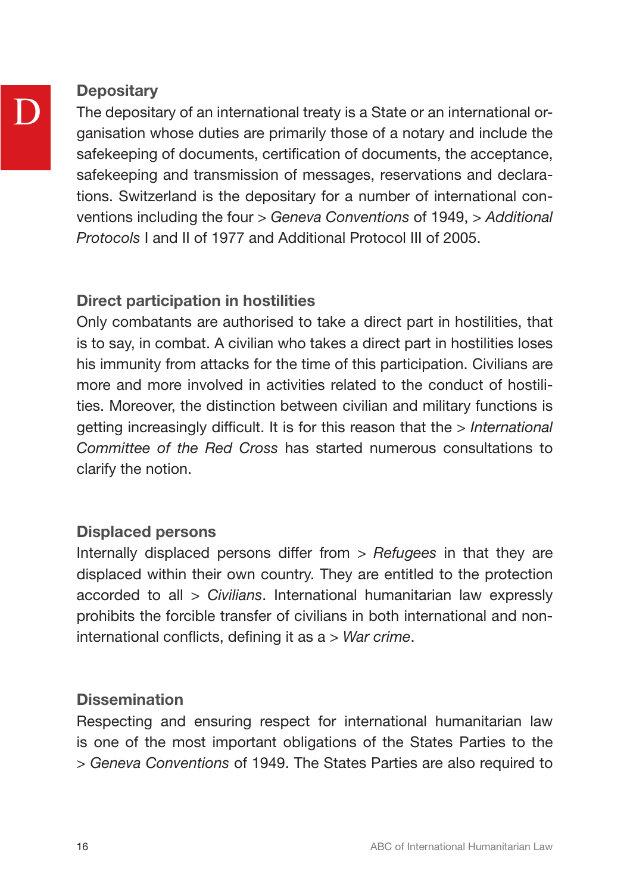D

## Depositary

The depositary of an international treaty is a State or an international organisation whose duties are primarily those of a notary and include the safekeeping of documents, certification of documents, the acceptance, safekeeping and transmission of messages, reservations and declarations. Switzerland is the depositary for a number of international conventions including the four > *Geneva Conventions* of 1949, > *Additional Protocols* I and II of 1977 and Additional Protocol III of 2005.

## Direct participation in hostilities

Only combatants are authorised to take a direct part in hostilities, that is to say, in combat. A civilian who takes a direct part in hostilities loses his immunity from attacks for the time of this participation. Civilians are more and more involved in activities related to the conduct of hostilities. Moreover, the distinction between civilian and military functions is getting increasingly difficult. It is for this reason that the > *International Committee of the Red Cross* has started numerous consultations to clarify the notion.

## Displaced persons

Internally displaced persons differ from > *Refugees* in that they are displaced within their own country. They are entitled to the protection accorded to all > *Civilians*. International humanitarian law expressly prohibits the forcible transfer of civilians in both international and non-international conflicts, defining it as a > *War crime*.

## Dissemination

Respecting and ensuring respect for international humanitarian law is one of the most important obligations of the States Parties to the > *Geneva Conventions* of 1949. The States Parties are also required to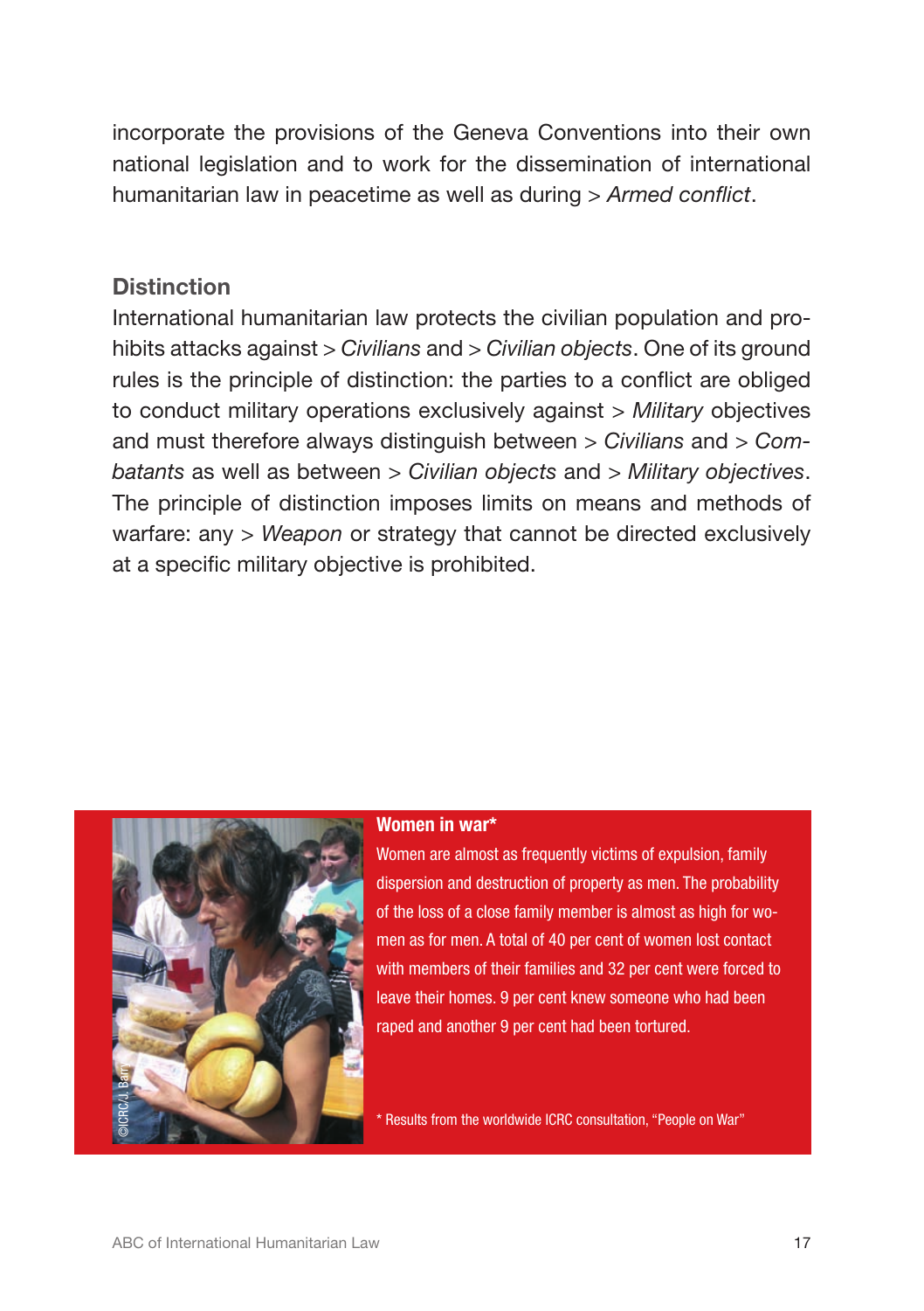incorporate the provisions of the Geneva Conventions into their own national legislation and to work for the dissemination of international humanitarian law in peacetime as well as during > *Armed conflict*.

## Distinction

International humanitarian law protects the civilian population and prohibits attacks against > *Civilians* and > *Civilian objects*. One of its ground rules is the principle of distinction: the parties to a conflict are obliged to conduct military operations exclusively against > *Military* objectives and must therefore always distinguish between > *Civilians* and > *Combatants* as well as between > *Civilian objects* and > *Military objectives*. The principle of distinction imposes limits on means and methods of warfare: any > *Weapon* or strategy that cannot be directed exclusively at a specific military objective is prohibited.

©ICRC/J. Barry

**Women in war***

Women are almost as frequently victims of expulsion, family dispersion and destruction of property as men. The probability of the loss of a close family member is almost as high for women as for men. A total of 40 per cent of women lost contact with members of their families and 32 per cent were forced to leave their homes. 9 per cent knew someone who had been raped and another 9 per cent had been tortured.

* Results from the worldwide ICRC consultation, "People on War"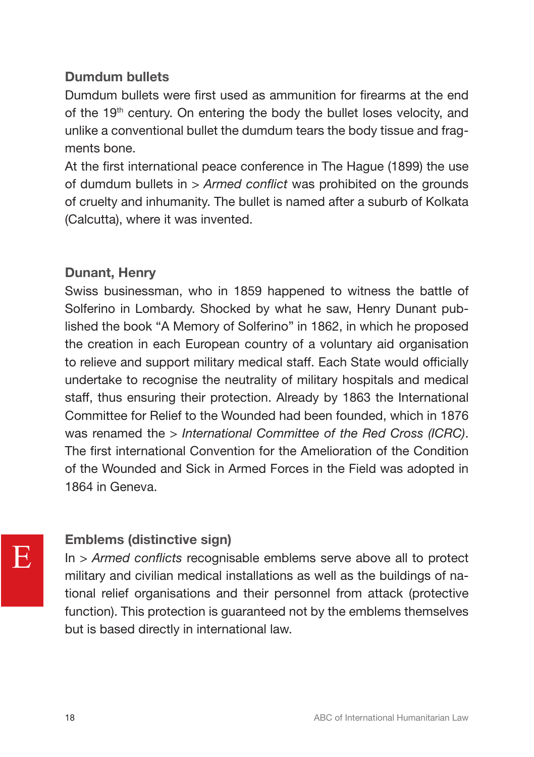### Dumdum bullets

Dumdum bullets were first used as ammunition for firearms at the end of the 19th century. On entering the body the bullet loses velocity, and unlike a conventional bullet the dumdum tears the body tissue and fragments bone.

At the first international peace conference in The Hague (1899) the use of dumdum bullets in > *Armed conflict* was prohibited on the grounds of cruelty and inhumanity. The bullet is named after a suburb of Kolkata (Calcutta), where it was invented.

### Dunant, Henry

Swiss businessman, who in 1859 happened to witness the battle of Solferino in Lombardy. Shocked by what he saw, Henry Dunant published the book "A Memory of Solferino" in 1862, in which he proposed the creation in each European country of a voluntary aid organisation to relieve and support military medical staff. Each State would officially undertake to recognise the neutrality of military hospitals and medical staff, thus ensuring their protection. Already by 1863 the International Committee for Relief to the Wounded had been founded, which in 1876 was renamed the > *International Committee of the Red Cross (ICRC)*. The first international Convention for the Amelioration of the Condition of the Wounded and Sick in Armed Forces in the Field was adopted in 1864 in Geneva.

## E

### Emblems (distinctive sign)

In > *Armed conflicts* recognisable emblems serve above all to protect military and civilian medical installations as well as the buildings of national relief organisations and their personnel from attack (protective function). This protection is guaranteed not by the emblems themselves but is based directly in international law.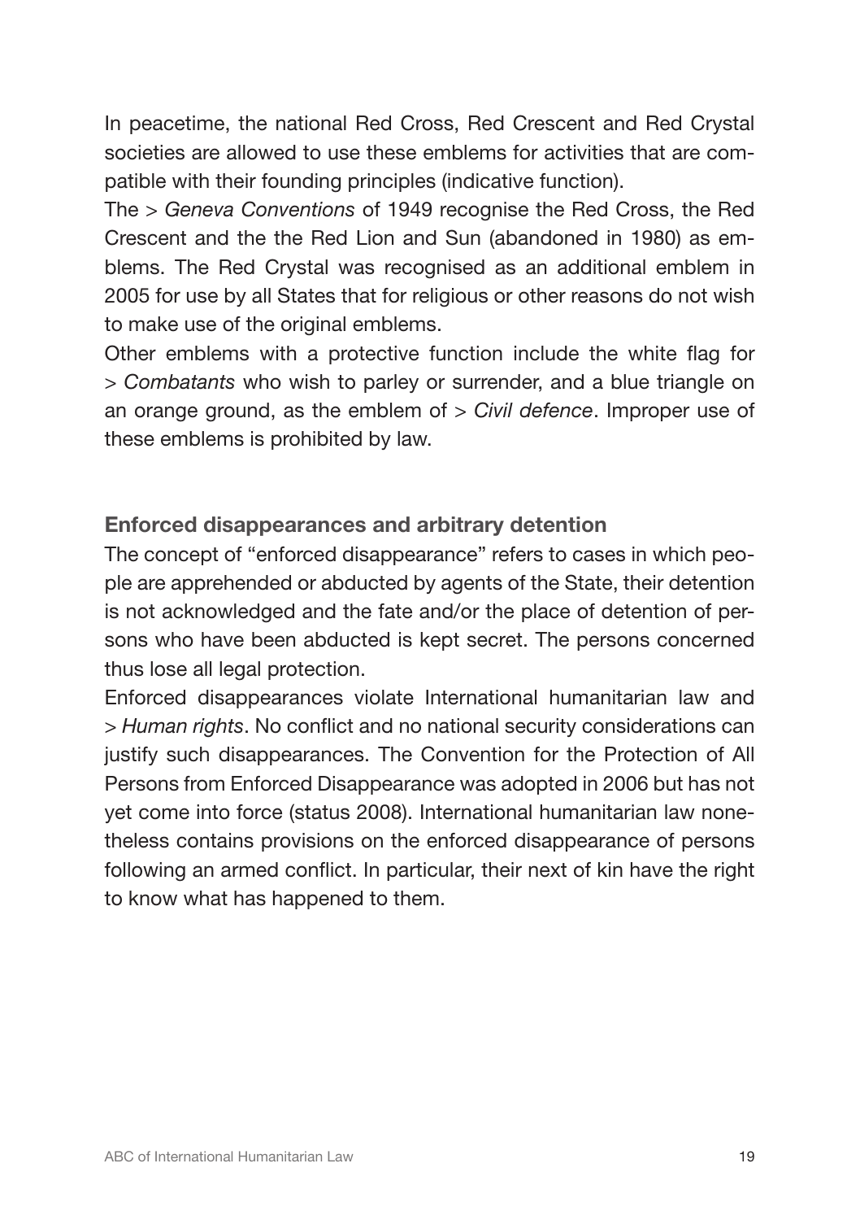In peacetime, the national Red Cross, Red Crescent and Red Crystal societies are allowed to use these emblems for activities that are compatible with their founding principles (indicative function).

The > *Geneva Conventions* of 1949 recognise the Red Cross, the Red Crescent and the the Red Lion and Sun (abandoned in 1980) as emblems. The Red Crystal was recognised as an additional emblem in 2005 for use by all States that for religious or other reasons do not wish to make use of the original emblems.

Other emblems with a protective function include the white flag for > *Combatants* who wish to parley or surrender, and a blue triangle on an orange ground, as the emblem of > *Civil defence*. Improper use of these emblems is prohibited by law.

### Enforced disappearances and arbitrary detention

The concept of "enforced disappearance" refers to cases in which people are apprehended or abducted by agents of the State, their detention is not acknowledged and the fate and/or the place of detention of persons who have been abducted is kept secret. The persons concerned thus lose all legal protection.

Enforced disappearances violate International humanitarian law and > *Human rights*. No conflict and no national security considerations can justify such disappearances. The Convention for the Protection of All Persons from Enforced Disappearance was adopted in 2006 but has not yet come into force (status 2008). International humanitarian law nonetheless contains provisions on the enforced disappearance of persons following an armed conflict. In particular, their next of kin have the right to know what has happened to them.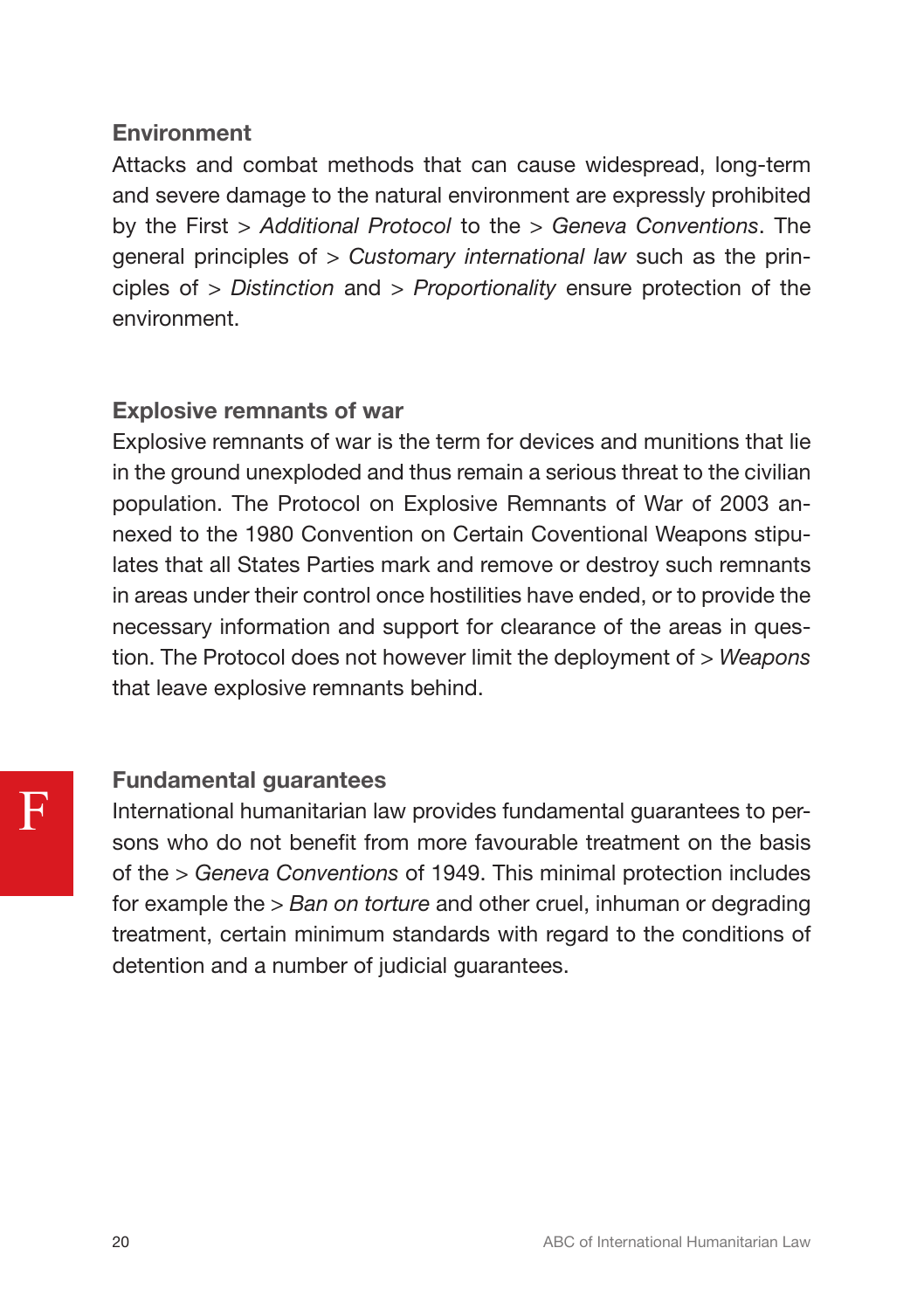### Environment

Attacks and combat methods that can cause widespread, long-term and severe damage to the natural environment are expressly prohibited by the First > *Additional Protocol* to the > *Geneva Conventions*. The general principles of > *Customary international law* such as the principles of > *Distinction* and > *Proportionality* ensure protection of the environment.

### Explosive remnants of war

Explosive remnants of war is the term for devices and munitions that lie in the ground unexploded and thus remain a serious threat to the civilian population. The Protocol on Explosive Remnants of War of 2003 annexed to the 1980 Convention on Certain Coventional Weapons stipulates that all States Parties mark and remove or destroy such remnants in areas under their control once hostilities have ended, or to provide the necessary information and support for clearance of the areas in question. The Protocol does not however limit the deployment of > *Weapons* that leave explosive remnants behind.

## F

### Fundamental guarantees

International humanitarian law provides fundamental guarantees to persons who do not benefit from more favourable treatment on the basis of the > *Geneva Conventions* of 1949. This minimal protection includes for example the > *Ban on torture* and other cruel, inhuman or degrading treatment, certain minimum standards with regard to the conditions of detention and a number of judicial guarantees.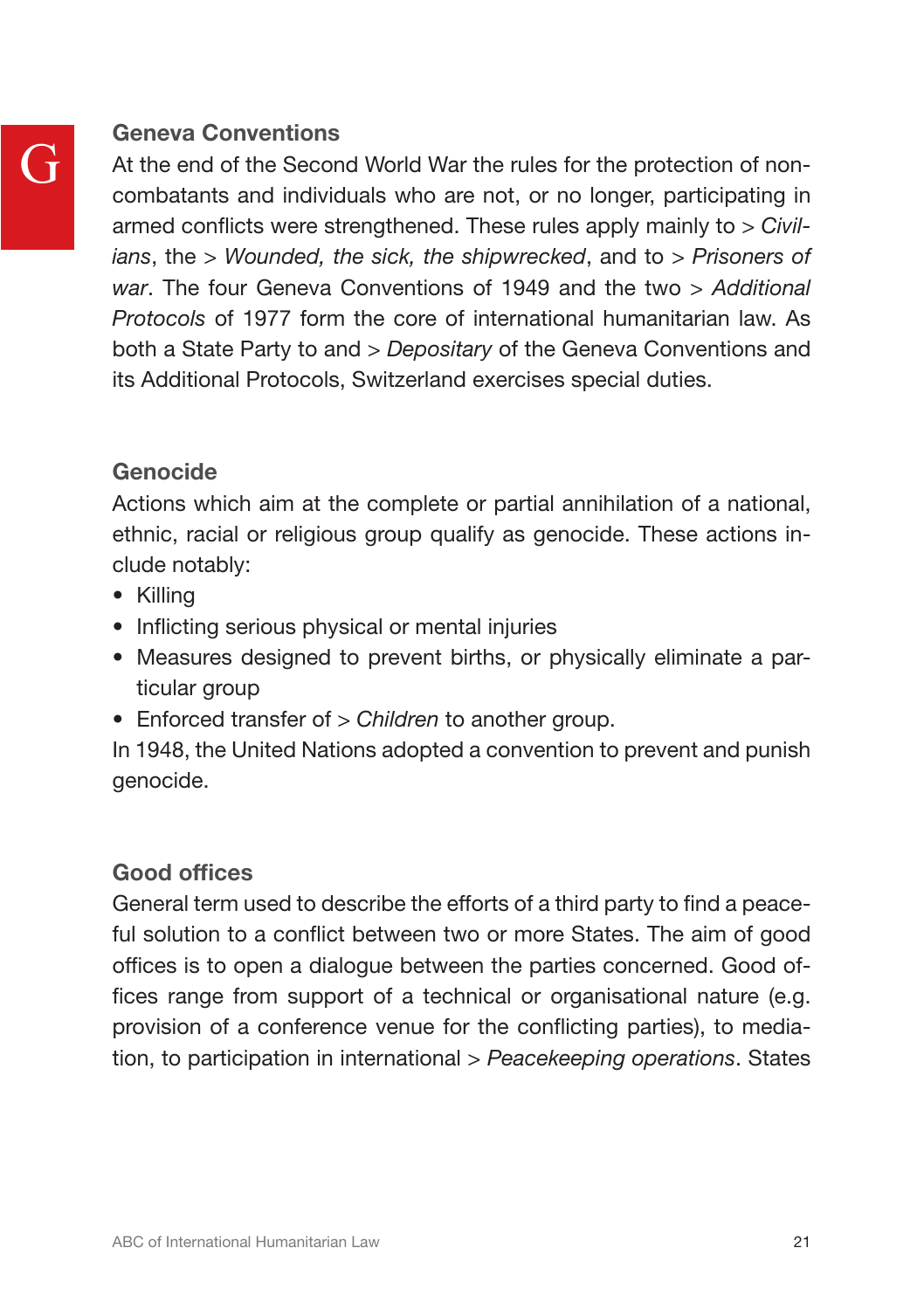## Geneva Conventions

At the end of the Second World War the rules for the protection of non-combatants and individuals who are not, or no longer, participating in armed conflicts were strengthened. These rules apply mainly to > *Civilians*, the > *Wounded, the sick, the shipwrecked*, and to > *Prisoners of war*. The four Geneva Conventions of 1949 and the two > *Additional Protocols* of 1977 form the core of international humanitarian law. As both a State Party to and > *Depositary* of the Geneva Conventions and its Additional Protocols, Switzerland exercises special duties.

## Genocide

Actions which aim at the complete or partial annihilation of a national, ethnic, racial or religious group qualify as genocide. These actions include notably:

- Killing
- Inflicting serious physical or mental injuries
- Measures designed to prevent births, or physically eliminate a particular group
- Enforced transfer of > *Children* to another group.

In 1948, the United Nations adopted a convention to prevent and punish genocide.

## Good offices

General term used to describe the efforts of a third party to find a peaceful solution to a conflict between two or more States. The aim of good offices is to open a dialogue between the parties concerned. Good offices range from support of a technical or organisational nature (e.g. provision of a conference venue for the conflicting parties), to mediation, to participation in international > *Peacekeeping operations*. States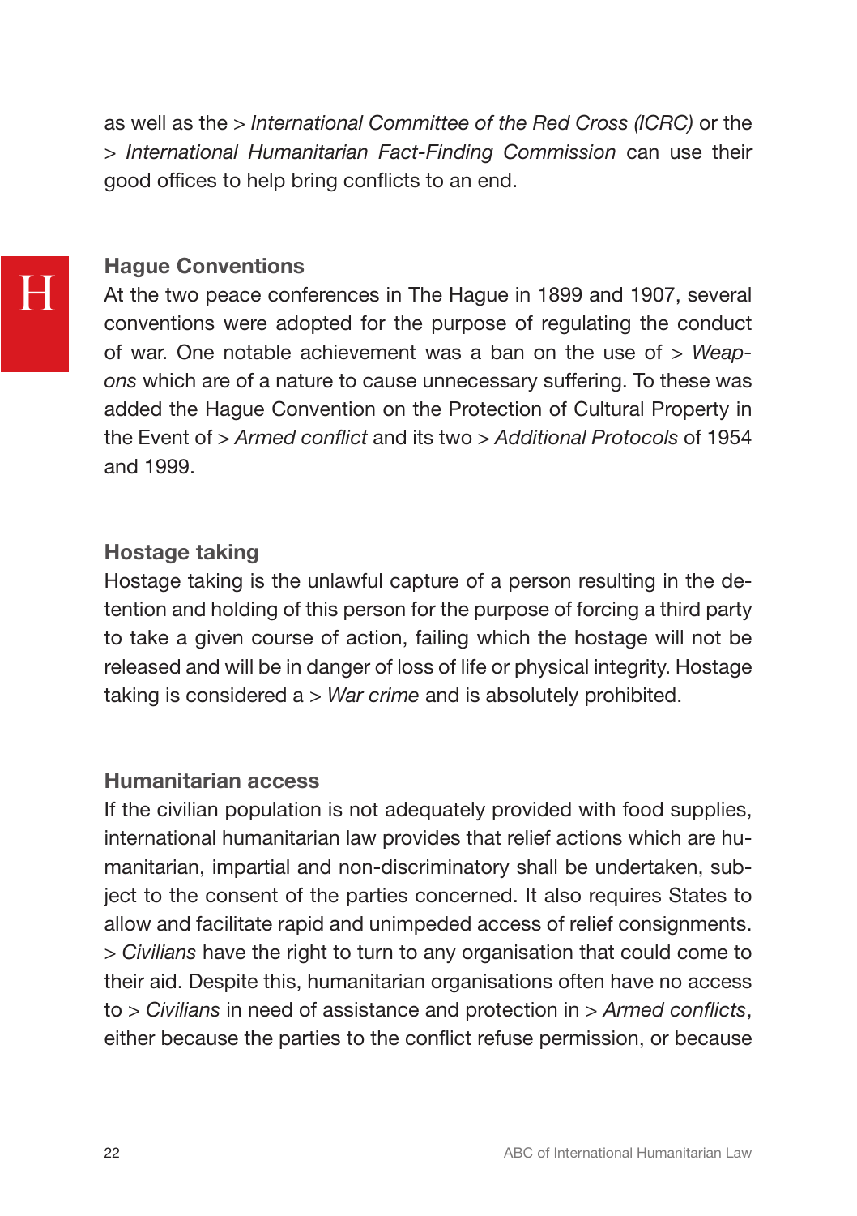as well as the > *International Committee of the Red Cross (ICRC)* or the > *International Humanitarian Fact-Finding Commission* can use their good offices to help bring conflicts to an end.

H

### Hague Conventions

At the two peace conferences in The Hague in 1899 and 1907, several conventions were adopted for the purpose of regulating the conduct of war. One notable achievement was a ban on the use of > *Weapons* which are of a nature to cause unnecessary suffering. To these was added the Hague Convention on the Protection of Cultural Property in the Event of > *Armed conflict* and its two > *Additional Protocols* of 1954 and 1999.

### Hostage taking

Hostage taking is the unlawful capture of a person resulting in the detention and holding of this person for the purpose of forcing a third party to take a given course of action, failing which the hostage will not be released and will be in danger of loss of life or physical integrity. Hostage taking is considered a > *War crime* and is absolutely prohibited.

### Humanitarian access

If the civilian population is not adequately provided with food supplies, international humanitarian law provides that relief actions which are humanitarian, impartial and non-discriminatory shall be undertaken, subject to the consent of the parties concerned. It also requires States to allow and facilitate rapid and unimpeded access of relief consignments. > *Civilians* have the right to turn to any organisation that could come to their aid. Despite this, humanitarian organisations often have no access to > *Civilians* in need of assistance and protection in > *Armed conflicts*, either because the parties to the conflict refuse permission, or because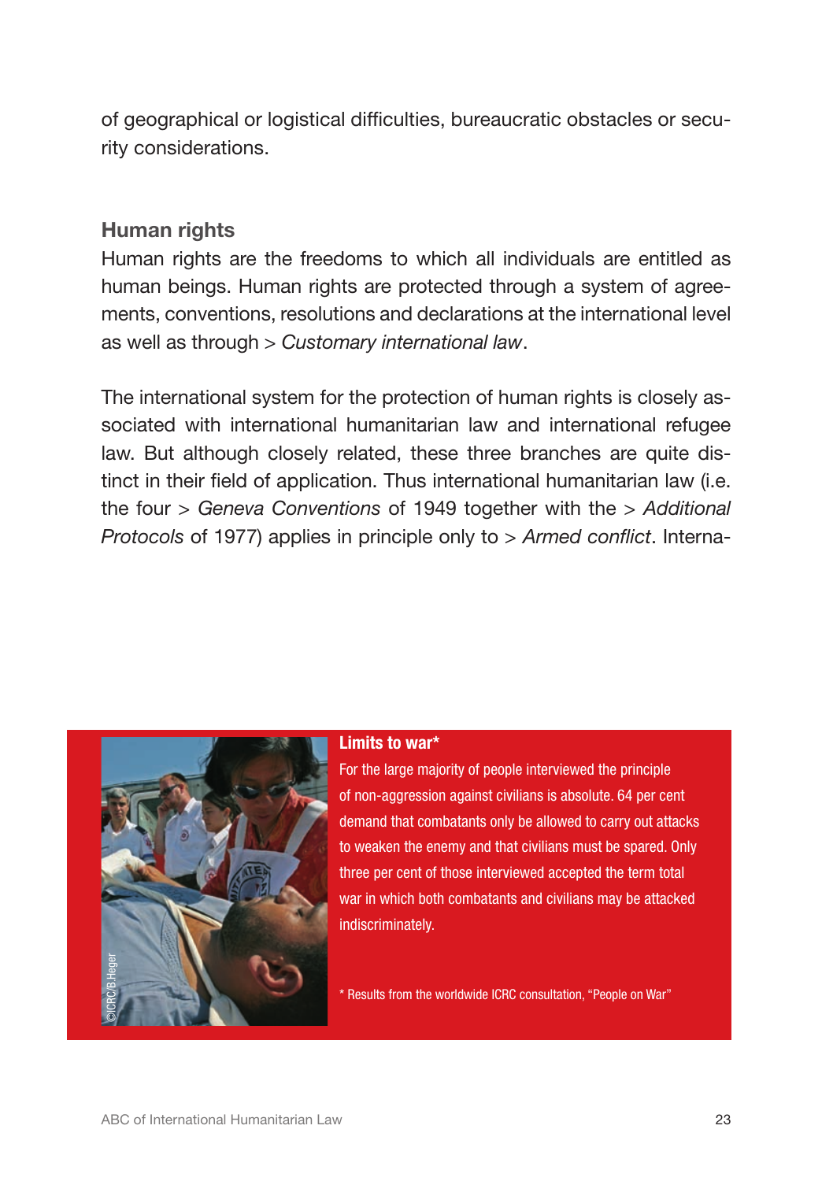of geographical or logistical difficulties, bureaucratic obstacles or security considerations.

### Human rights

Human rights are the freedoms to which all individuals are entitled as human beings. Human rights are protected through a system of agreements, conventions, resolutions and declarations at the international level as well as through > *Customary international law*.

The international system for the protection of human rights is closely associated with international humanitarian law and international refugee law. But although closely related, these three branches are quite distinct in their field of application. Thus international humanitarian law (i.e. the four > *Geneva Conventions* of 1949 together with the > *Additional Protocols* of 1977) applies in principle only to > *Armed conflict*. Interna-

©ICRC/B.Heger

**Limits to war***

For the large majority of people interviewed the principle of non-aggression against civilians is absolute. 64 per cent demand that combatants only be allowed to carry out attacks to weaken the enemy and that civilians must be spared. Only three per cent of those interviewed accepted the term total war in which both combatants and civilians may be attacked indiscriminately.

* Results from the worldwide ICRC consultation, "People on War"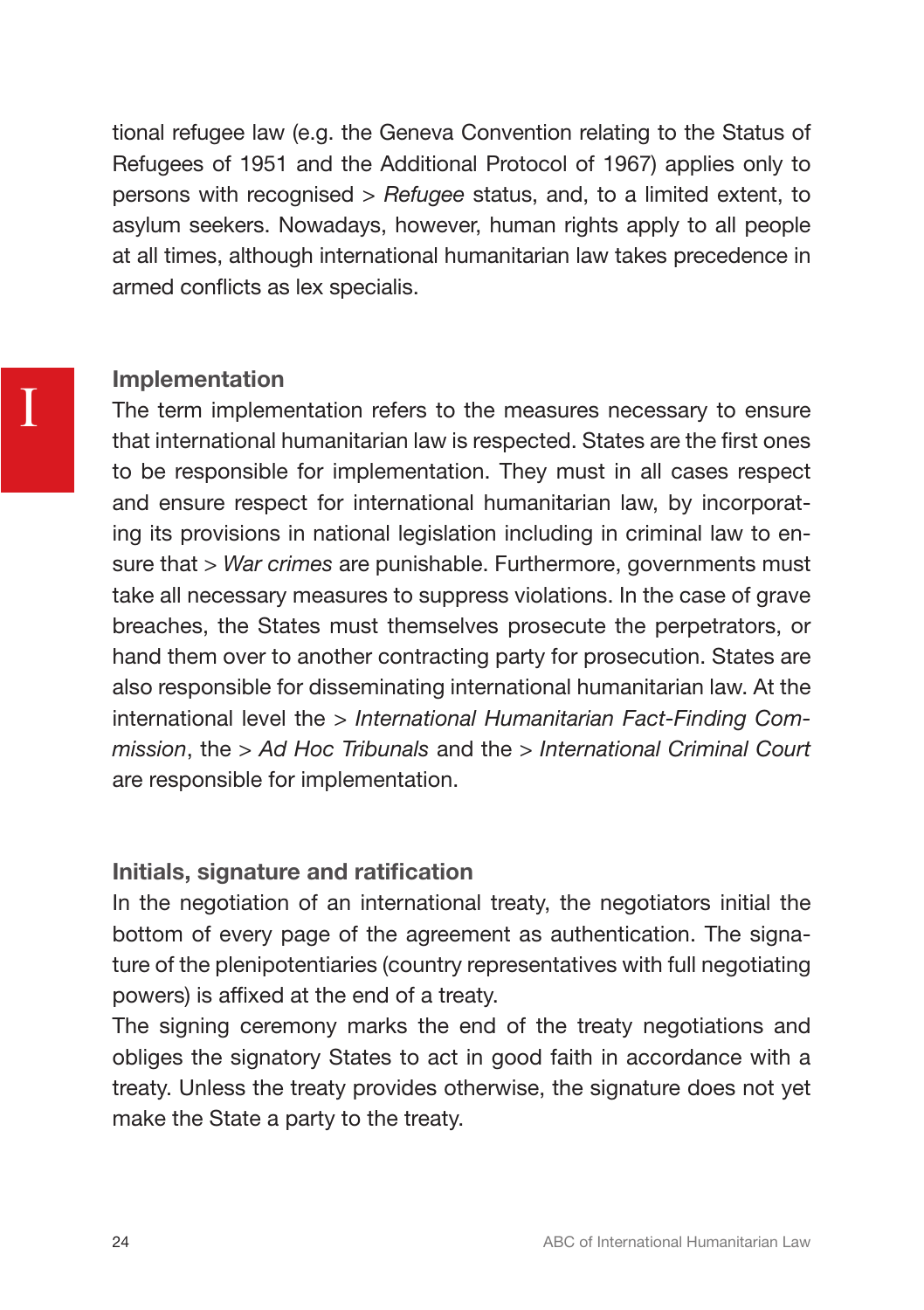tional refugee law (e.g. the Geneva Convention relating to the Status of Refugees of 1951 and the Additional Protocol of 1967) applies only to persons with recognised > *Refugee* status, and, to a limited extent, to asylum seekers. Nowadays, however, human rights apply to all people at all times, although international humanitarian law takes precedence in armed conflicts as lex specialis.

## Implementation

The term implementation refers to the measures necessary to ensure that international humanitarian law is respected. States are the first ones to be responsible for implementation. They must in all cases respect and ensure respect for international humanitarian law, by incorporating its provisions in national legislation including in criminal law to ensure that > *War crimes* are punishable. Furthermore, governments must take all necessary measures to suppress violations. In the case of grave breaches, the States must themselves prosecute the perpetrators, or hand them over to another contracting party for prosecution. States are also responsible for disseminating international humanitarian law. At the international level the > *International Humanitarian Fact-Finding Commission*, the > *Ad Hoc Tribunals* and the > *International Criminal Court* are responsible for implementation.

## Initials, signature and ratification

In the negotiation of an international treaty, the negotiators initial the bottom of every page of the agreement as authentication. The signature of the plenipotentiaries (country representatives with full negotiating powers) is affixed at the end of a treaty.

The signing ceremony marks the end of the treaty negotiations and obliges the signatory States to act in good faith in accordance with a treaty. Unless the treaty provides otherwise, the signature does not yet make the State a party to the treaty.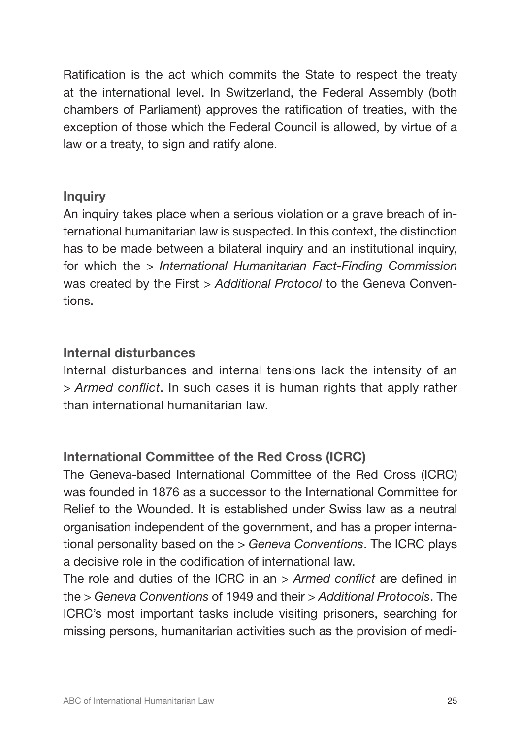Ratification is the act which commits the State to respect the treaty at the international level. In Switzerland, the Federal Assembly (both chambers of Parliament) approves the ratification of treaties, with the exception of those which the Federal Council is allowed, by virtue of a law or a treaty, to sign and ratify alone.

### Inquiry

An inquiry takes place when a serious violation or a grave breach of international humanitarian law is suspected. In this context, the distinction has to be made between a bilateral inquiry and an institutional inquiry, for which the > *International Humanitarian Fact-Finding Commission* was created by the First > *Additional Protocol* to the Geneva Conventions.

### Internal disturbances

Internal disturbances and internal tensions lack the intensity of an > *Armed conflict*. In such cases it is human rights that apply rather than international humanitarian law.

### International Committee of the Red Cross (ICRC)

The Geneva-based International Committee of the Red Cross (ICRC) was founded in 1876 as a successor to the International Committee for Relief to the Wounded. It is established under Swiss law as a neutral organisation independent of the government, and has a proper international personality based on the > *Geneva Conventions*. The ICRC plays a decisive role in the codification of international law.

The role and duties of the ICRC in an > *Armed conflict* are defined in the > *Geneva Conventions* of 1949 and their > *Additional Protocols*. The ICRC's most important tasks include visiting prisoners, searching for missing persons, humanitarian activities such as the provision of medi-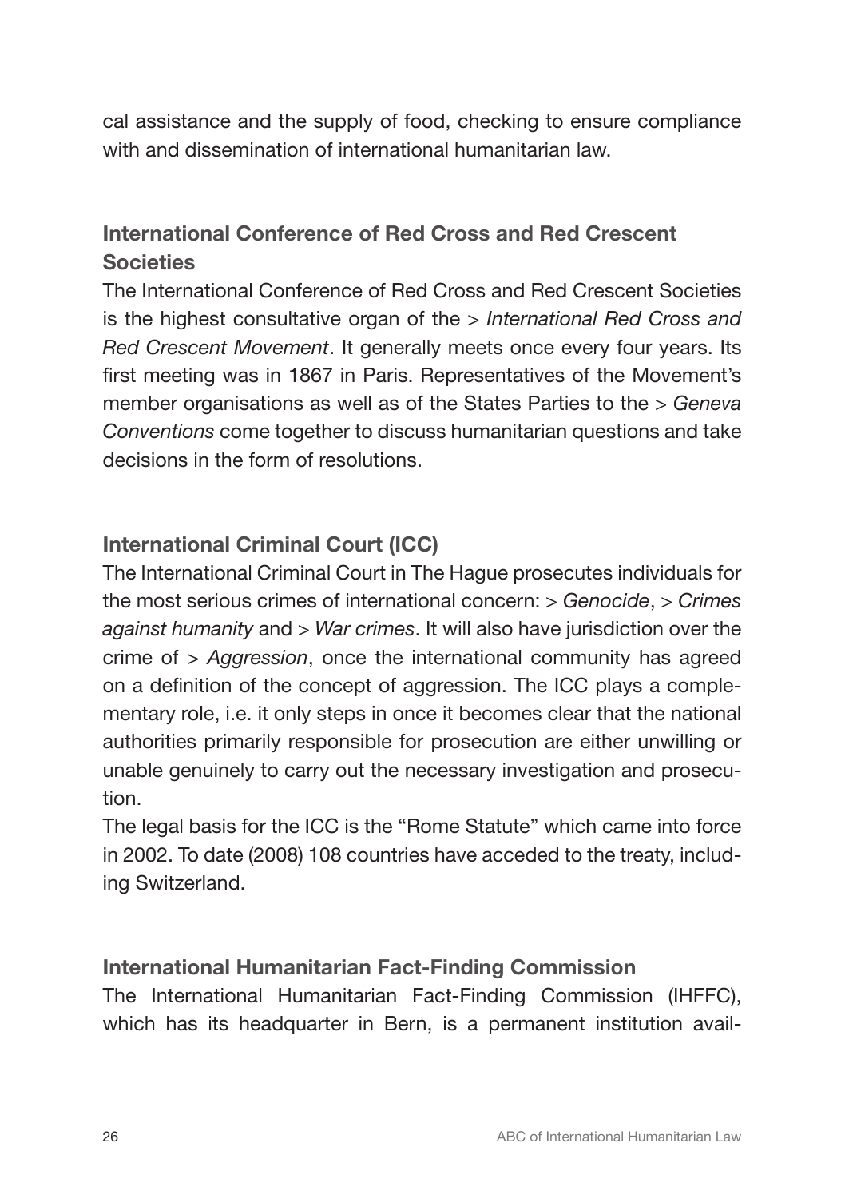cal assistance and the supply of food, checking to ensure compliance with and dissemination of international humanitarian law.

### International Conference of Red Cross and Red Crescent Societies

The International Conference of Red Cross and Red Crescent Societies is the highest consultative organ of the > *International Red Cross and Red Crescent Movement*. It generally meets once every four years. Its first meeting was in 1867 in Paris. Representatives of the Movement's member organisations as well as of the States Parties to the > *Geneva Conventions* come together to discuss humanitarian questions and take decisions in the form of resolutions.

### International Criminal Court (ICC)

The International Criminal Court in The Hague prosecutes individuals for the most serious crimes of international concern: > *Genocide*, > *Crimes against humanity* and > *War crimes*. It will also have jurisdiction over the crime of > *Aggression*, once the international community has agreed on a definition of the concept of aggression. The ICC plays a complementary role, i.e. it only steps in once it becomes clear that the national authorities primarily responsible for prosecution are either unwilling or unable genuinely to carry out the necessary investigation and prosecution.

The legal basis for the ICC is the "Rome Statute" which came into force in 2002. To date (2008) 108 countries have acceded to the treaty, including Switzerland.

### International Humanitarian Fact-Finding Commission

The International Humanitarian Fact-Finding Commission (IHFFC), which has its headquarter in Bern, is a permanent institution avail-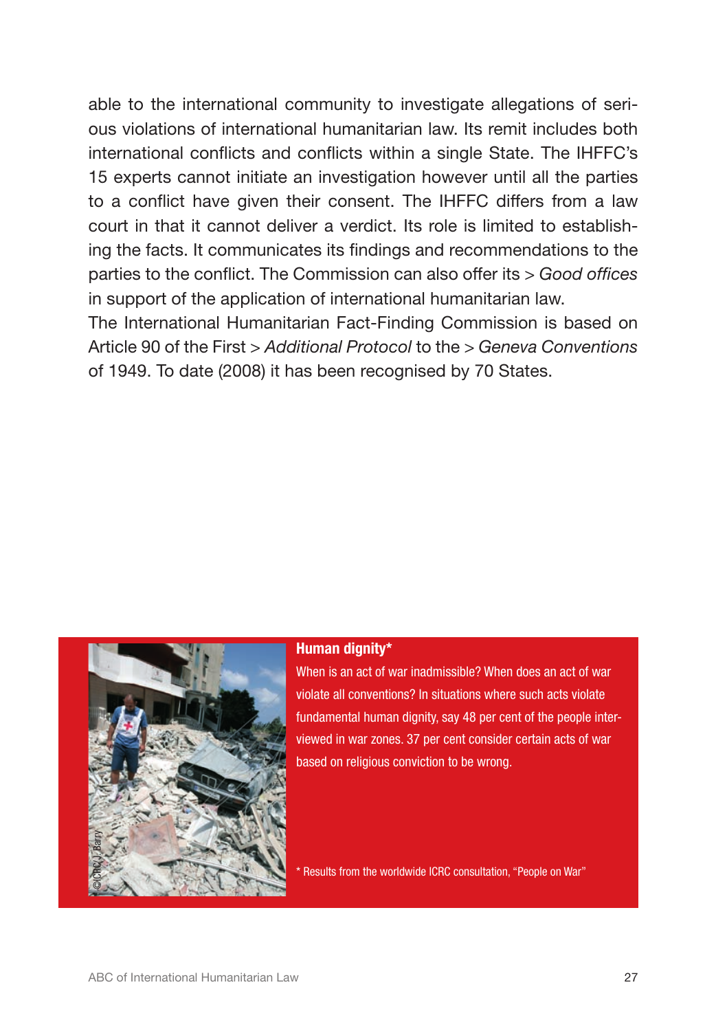able to the international community to investigate allegations of serious violations of international humanitarian law. Its remit includes both international conflicts and conflicts within a single State. The IHFFC's 15 experts cannot initiate an investigation however until all the parties to a conflict have given their consent. The IHFFC differs from a law court in that it cannot deliver a verdict. Its role is limited to establishing the facts. It communicates its findings and recommendations to the parties to the conflict. The Commission can also offer its > *Good offices* in support of the application of international humanitarian law.
The International Humanitarian Fact-Finding Commission is based on Article 90 of the First > *Additional Protocol* to the > *Geneva Conventions* of 1949. To date (2008) it has been recognised by 70 States.

©ICRC/J. Barry

**Human dignity***

When is an act of war inadmissible? When does an act of war violate all conventions? In situations where such acts violate fundamental human dignity, say 48 per cent of the people interviewed in war zones. 37 per cent consider certain acts of war based on religious conviction to be wrong.

* Results from the worldwide ICRC consultation, "People on War"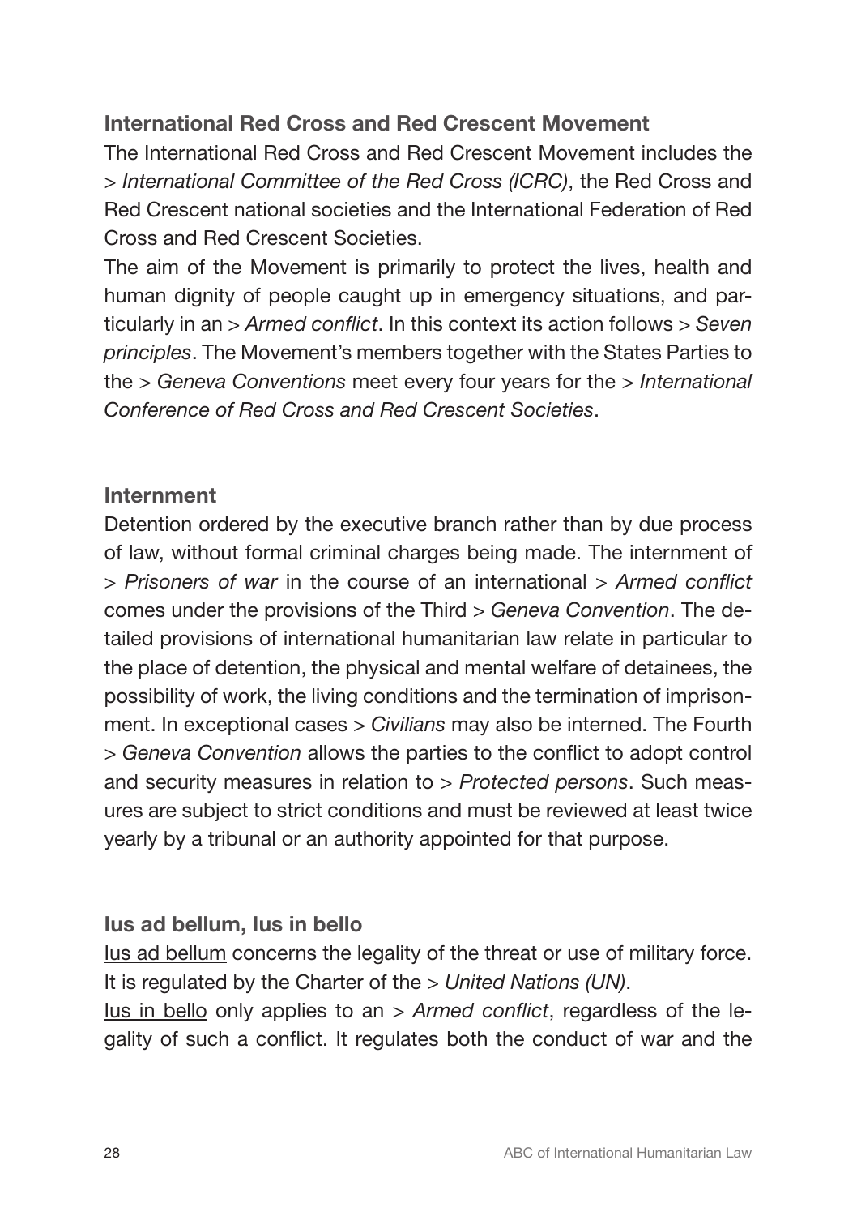### International Red Cross and Red Crescent Movement

The International Red Cross and Red Crescent Movement includes the > *International Committee of the Red Cross (ICRC)*, the Red Cross and Red Crescent national societies and the International Federation of Red Cross and Red Crescent Societies.

The aim of the Movement is primarily to protect the lives, health and human dignity of people caught up in emergency situations, and particularly in an > *Armed conflict*. In this context its action follows > *Seven principles*. The Movement's members together with the States Parties to the > *Geneva Conventions* meet every four years for the > *International Conference of Red Cross and Red Crescent Societies*.

### Internment

Detention ordered by the executive branch rather than by due process of law, without formal criminal charges being made. The internment of > *Prisoners of war* in the course of an international > *Armed conflict* comes under the provisions of the Third > *Geneva Convention*. The detailed provisions of international humanitarian law relate in particular to the place of detention, the physical and mental welfare of detainees, the possibility of work, the living conditions and the termination of imprisonment. In exceptional cases > *Civilians* may also be interned. The Fourth > *Geneva Convention* allows the parties to the conflict to adopt control and security measures in relation to > *Protected persons*. Such measures are subject to strict conditions and must be reviewed at least twice yearly by a tribunal or an authority appointed for that purpose.

### Ius ad bellum, Ius in bello

<u>Ius ad bellum</u> concerns the legality of the threat or use of military force. It is regulated by the Charter of the > *United Nations (UN)*.

<u>Ius in bello</u> only applies to an > *Armed conflict*, regardless of the legality of such a conflict. It regulates both the conduct of war and the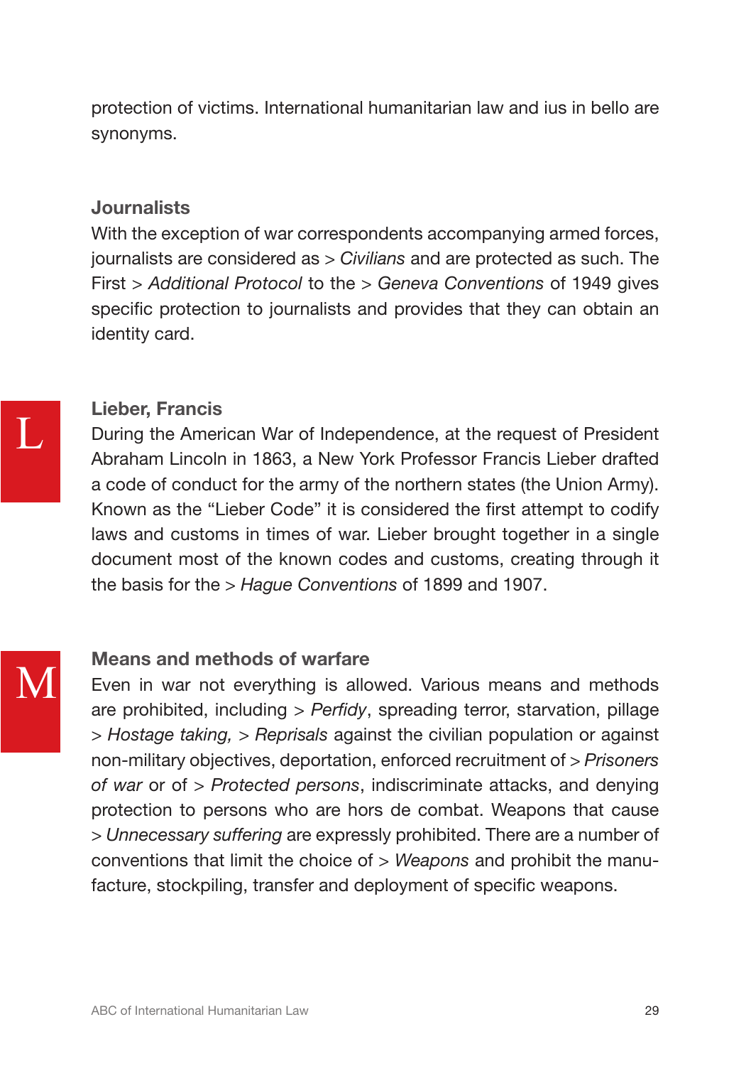protection of victims. International humanitarian law and ius in bello are synonyms.

### Journalists

With the exception of war correspondents accompanying armed forces, journalists are considered as > *Civilians* and are protected as such. The First > *Additional Protocol* to the > *Geneva Conventions* of 1949 gives specific protection to journalists and provides that they can obtain an identity card.

## L

### Lieber, Francis

During the American War of Independence, at the request of President Abraham Lincoln in 1863, a New York Professor Francis Lieber drafted a code of conduct for the army of the northern states (the Union Army). Known as the "Lieber Code" it is considered the first attempt to codify laws and customs in times of war. Lieber brought together in a single document most of the known codes and customs, creating through it the basis for the > *Hague Conventions* of 1899 and 1907.

## M

### Means and methods of warfare

Even in war not everything is allowed. Various means and methods are prohibited, including > *Perfidy*, spreading terror, starvation, pillage > *Hostage taking,* > *Reprisals* against the civilian population or against non-military objectives, deportation, enforced recruitment of > *Prisoners of war* or of > *Protected persons*, indiscriminate attacks, and denying protection to persons who are hors de combat. Weapons that cause > *Unnecessary suffering* are expressly prohibited. There are a number of conventions that limit the choice of > *Weapons* and prohibit the manufacture, stockpiling, transfer and deployment of specific weapons.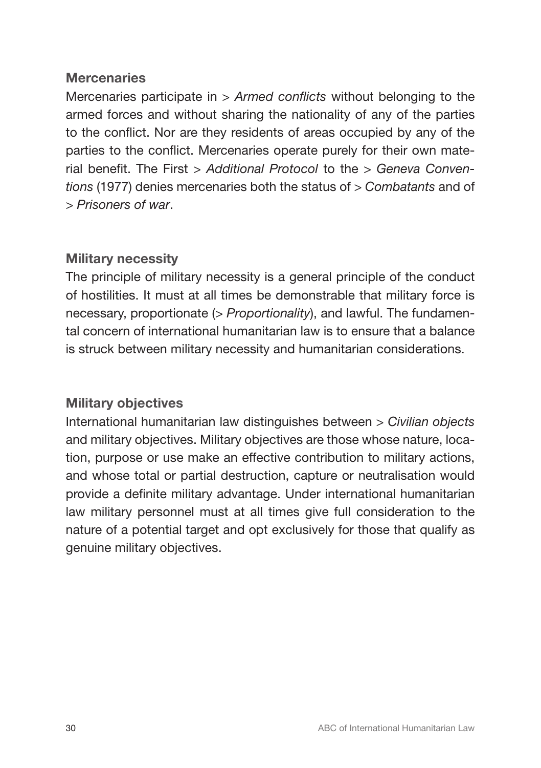## Mercenaries

Mercenaries participate in > *Armed conflicts* without belonging to the armed forces and without sharing the nationality of any of the parties to the conflict. Nor are they residents of areas occupied by any of the parties to the conflict. Mercenaries operate purely for their own material benefit. The First > *Additional Protocol* to the > *Geneva Conventions* (1977) denies mercenaries both the status of > *Combatants* and of > *Prisoners of war*.

## Military necessity

The principle of military necessity is a general principle of the conduct of hostilities. It must at all times be demonstrable that military force is necessary, proportionate (> *Proportionality*), and lawful. The fundamental concern of international humanitarian law is to ensure that a balance is struck between military necessity and humanitarian considerations.

## Military objectives

International humanitarian law distinguishes between > *Civilian objects* and military objectives. Military objectives are those whose nature, location, purpose or use make an effective contribution to military actions, and whose total or partial destruction, capture or neutralisation would provide a definite military advantage. Under international humanitarian law military personnel must at all times give full consideration to the nature of a potential target and opt exclusively for those that qualify as genuine military objectives.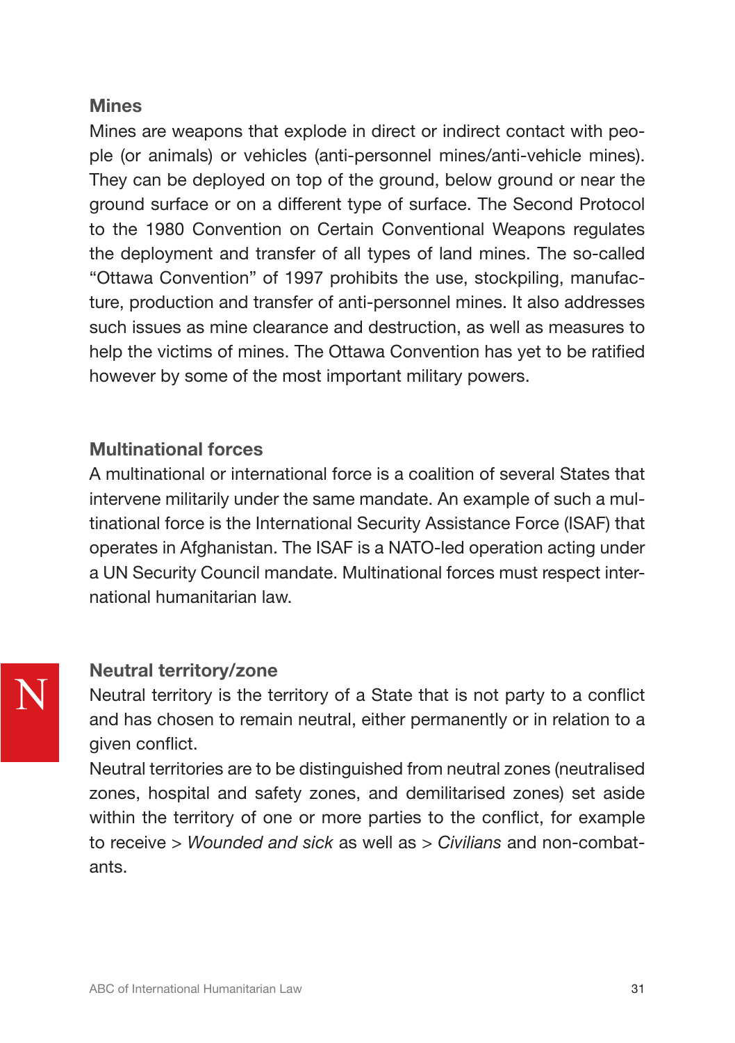### Mines

Mines are weapons that explode in direct or indirect contact with people (or animals) or vehicles (anti-personnel mines/anti-vehicle mines). They can be deployed on top of the ground, below ground or near the ground surface or on a different type of surface. The Second Protocol to the 1980 Convention on Certain Conventional Weapons regulates the deployment and transfer of all types of land mines. The so-called "Ottawa Convention" of 1997 prohibits the use, stockpiling, manufacture, production and transfer of anti-personnel mines. It also addresses such issues as mine clearance and destruction, as well as measures to help the victims of mines. The Ottawa Convention has yet to be ratified however by some of the most important military powers.

### Multinational forces

A multinational or international force is a coalition of several States that intervene militarily under the same mandate. An example of such a multinational force is the International Security Assistance Force (ISAF) that operates in Afghanistan. The ISAF is a NATO-led operation acting under a UN Security Council mandate. Multinational forces must respect international humanitarian law.

## N

### Neutral territory/zone

Neutral territory is the territory of a State that is not party to a conflict and has chosen to remain neutral, either permanently or in relation to a given conflict.

Neutral territories are to be distinguished from neutral zones (neutralised zones, hospital and safety zones, and demilitarised zones) set aside within the territory of one or more parties to the conflict, for example to receive > *Wounded and sick* as well as > *Civilians* and non-combatants.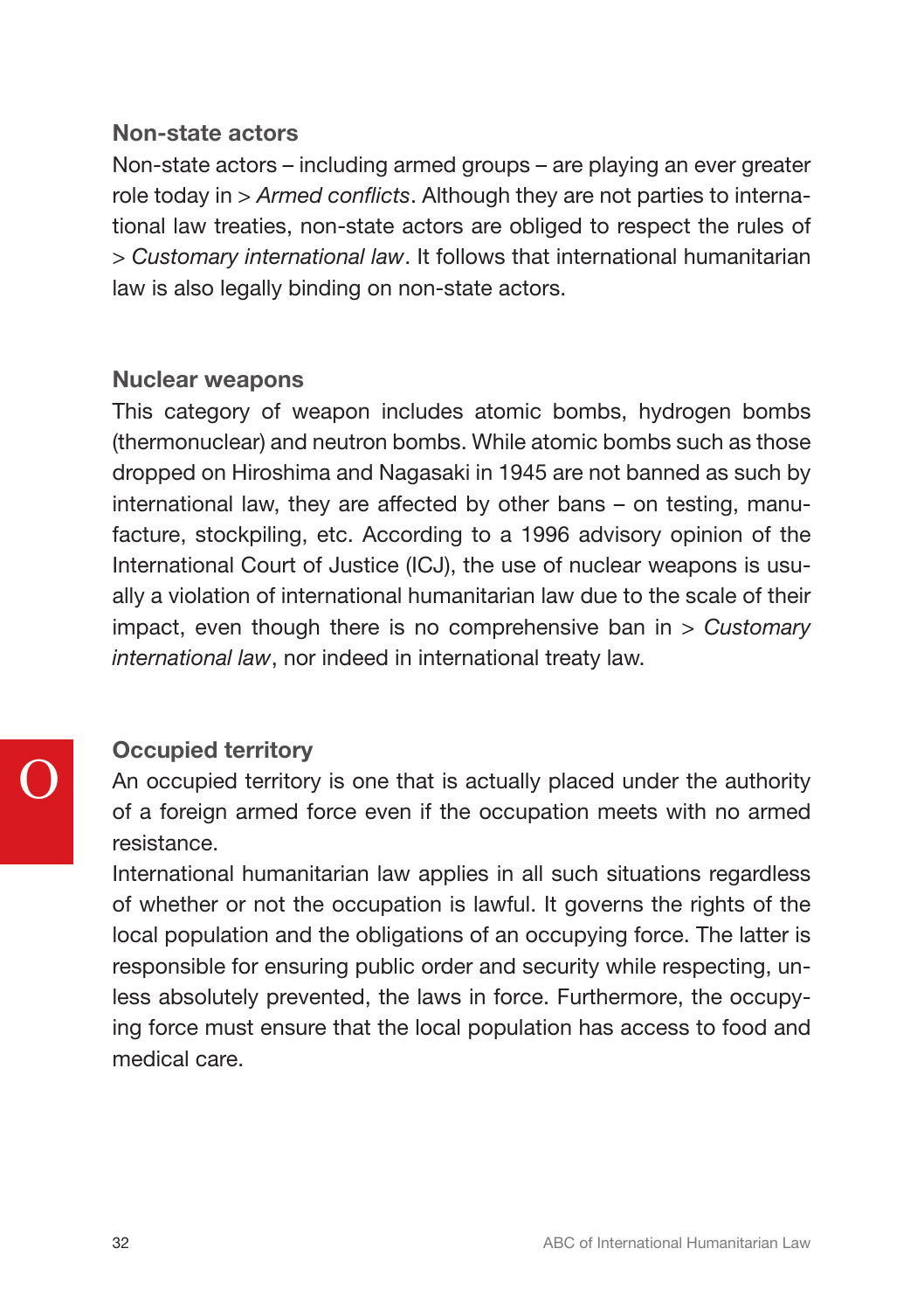### Non-state actors

Non-state actors – including armed groups – are playing an ever greater role today in > *Armed conflicts*. Although they are not parties to international law treaties, non-state actors are obliged to respect the rules of > *Customary international law*. It follows that international humanitarian law is also legally binding on non-state actors.

### Nuclear weapons

This category of weapon includes atomic bombs, hydrogen bombs (thermonuclear) and neutron bombs. While atomic bombs such as those dropped on Hiroshima and Nagasaki in 1945 are not banned as such by international law, they are affected by other bans – on testing, manufacture, stockpiling, etc. According to a 1996 advisory opinion of the International Court of Justice (ICJ), the use of nuclear weapons is usually a violation of international humanitarian law due to the scale of their impact, even though there is no comprehensive ban in > *Customary international law*, nor indeed in international treaty law.

## O

### Occupied territory

An occupied territory is one that is actually placed under the authority of a foreign armed force even if the occupation meets with no armed resistance.

International humanitarian law applies in all such situations regardless of whether or not the occupation is lawful. It governs the rights of the local population and the obligations of an occupying force. The latter is responsible for ensuring public order and security while respecting, unless absolutely prevented, the laws in force. Furthermore, the occupying force must ensure that the local population has access to food and medical care.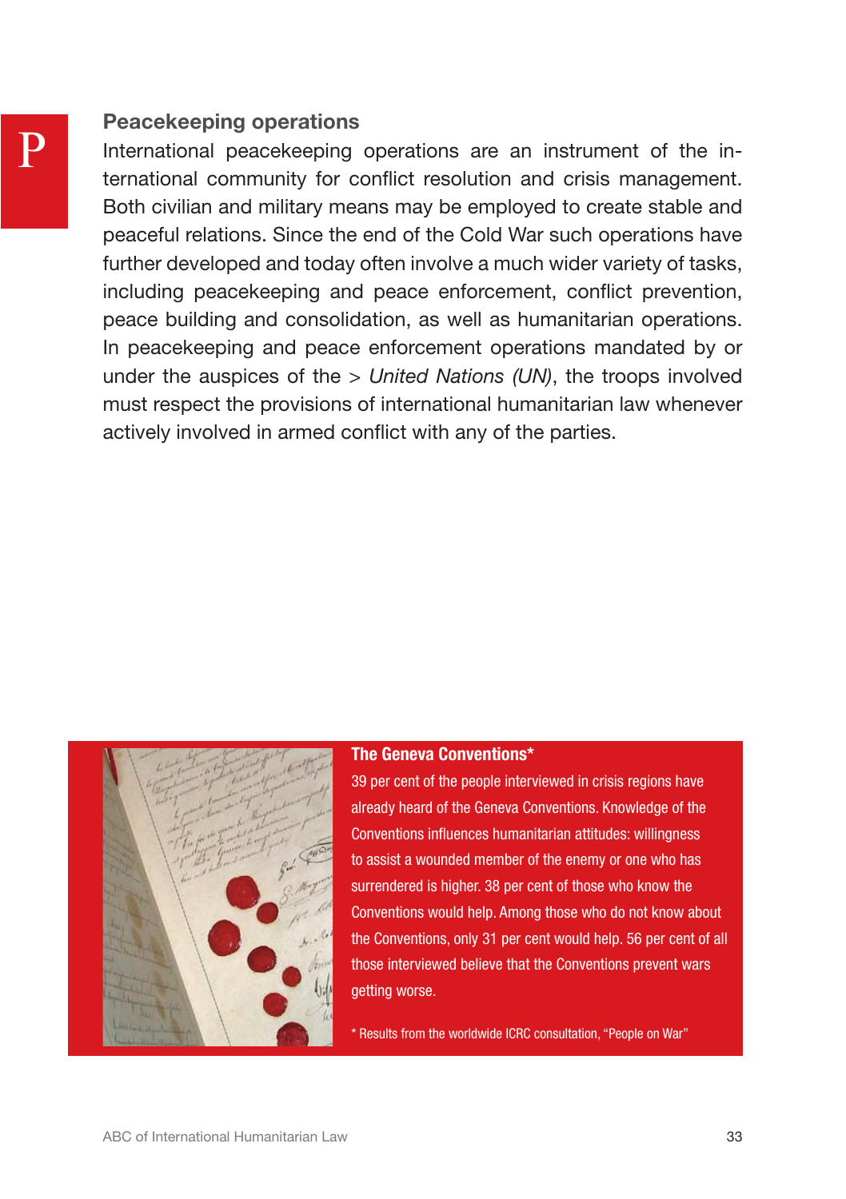## Peacekeeping operations

International peacekeeping operations are an instrument of the international community for conflict resolution and crisis management. Both civilian and military means may be employed to create stable and peaceful relations. Since the end of the Cold War such operations have further developed and today often involve a much wider variety of tasks, including peacekeeping and peace enforcement, conflict prevention, peace building and consolidation, as well as humanitarian operations. In peacekeeping and peace enforcement operations mandated by or under the auspices of the > *United Nations (UN)*, the troops involved must respect the provisions of international humanitarian law whenever actively involved in armed conflict with any of the parties.

**The Geneva Conventions***

39 per cent of the people interviewed in crisis regions have already heard of the Geneva Conventions. Knowledge of the Conventions influences humanitarian attitudes: willingness to assist a wounded member of the enemy or one who has surrendered is higher. 38 per cent of those who know the Conventions would help. Among those who do not know about the Conventions, only 31 per cent would help. 56 per cent of all those interviewed believe that the Conventions prevent wars getting worse.

* Results from the worldwide ICRC consultation, "People on War"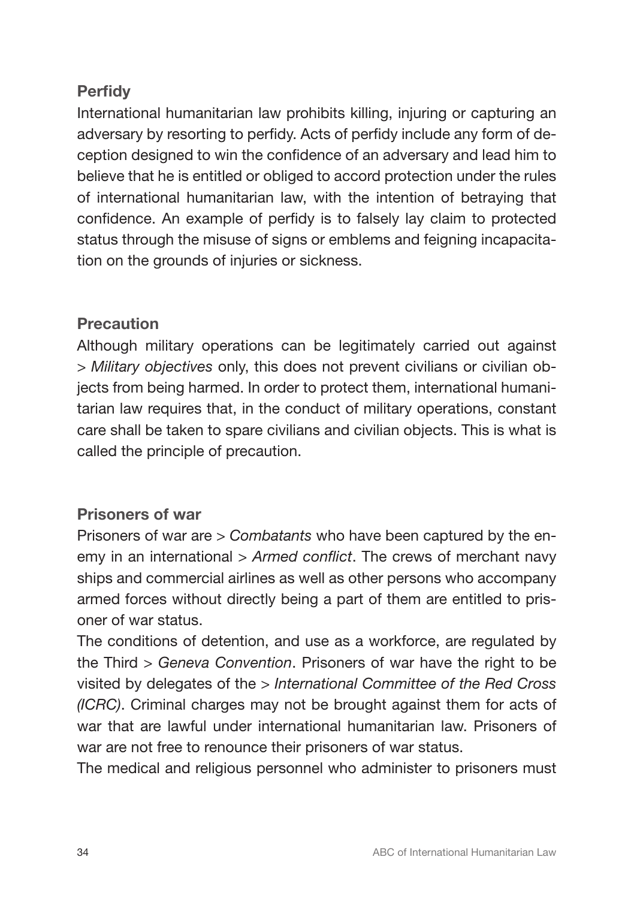### Perfidy

International humanitarian law prohibits killing, injuring or capturing an adversary by resorting to perfidy. Acts of perfidy include any form of deception designed to win the confidence of an adversary and lead him to believe that he is entitled or obliged to accord protection under the rules of international humanitarian law, with the intention of betraying that confidence. An example of perfidy is to falsely lay claim to protected status through the misuse of signs or emblems and feigning incapacitation on the grounds of injuries or sickness.

### Precaution

Although military operations can be legitimately carried out against > *Military objectives* only, this does not prevent civilians or civilian objects from being harmed. In order to protect them, international humanitarian law requires that, in the conduct of military operations, constant care shall be taken to spare civilians and civilian objects. This is what is called the principle of precaution.

### Prisoners of war

Prisoners of war are > *Combatants* who have been captured by the enemy in an international > *Armed conflict*. The crews of merchant navy ships and commercial airlines as well as other persons who accompany armed forces without directly being a part of them are entitled to prisoner of war status.

The conditions of detention, and use as a workforce, are regulated by the Third > *Geneva Convention*. Prisoners of war have the right to be visited by delegates of the > *International Committee of the Red Cross (ICRC)*. Criminal charges may not be brought against them for acts of war that are lawful under international humanitarian law. Prisoners of war are not free to renounce their prisoners of war status.

The medical and religious personnel who administer to prisoners must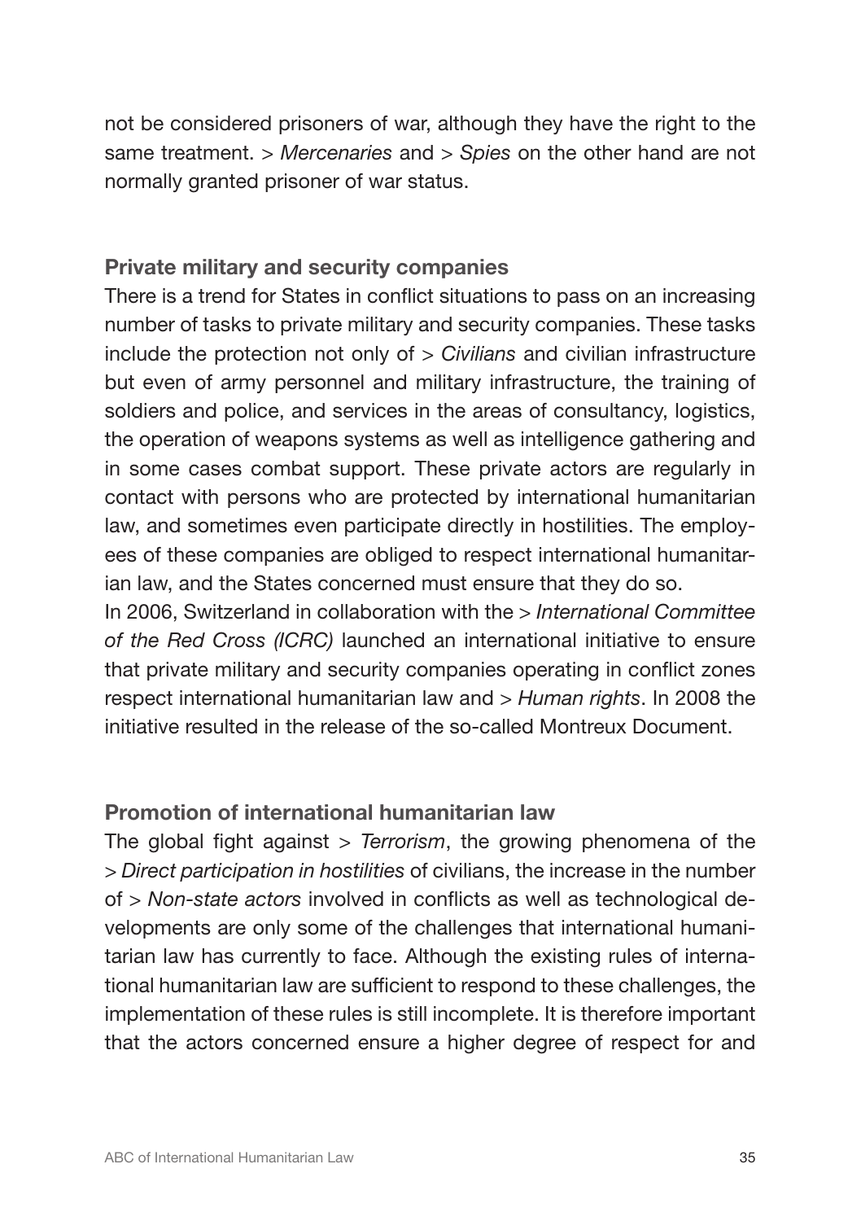not be considered prisoners of war, although they have the right to the same treatment. > *Mercenaries* and > *Spies* on the other hand are not normally granted prisoner of war status.

## Private military and security companies

There is a trend for States in conflict situations to pass on an increasing number of tasks to private military and security companies. These tasks include the protection not only of > *Civilians* and civilian infrastructure but even of army personnel and military infrastructure, the training of soldiers and police, and services in the areas of consultancy, logistics, the operation of weapons systems as well as intelligence gathering and in some cases combat support. These private actors are regularly in contact with persons who are protected by international humanitarian law, and sometimes even participate directly in hostilities. The employees of these companies are obliged to respect international humanitarian law, and the States concerned must ensure that they do so.
In 2006, Switzerland in collaboration with the > *International Committee of the Red Cross (ICRC)* launched an international initiative to ensure that private military and security companies operating in conflict zones respect international humanitarian law and > *Human rights*. In 2008 the initiative resulted in the release of the so-called Montreux Document.

## Promotion of international humanitarian law

The global fight against > *Terrorism*, the growing phenomena of the > *Direct participation in hostilities* of civilians, the increase in the number of > *Non-state actors* involved in conflicts as well as technological developments are only some of the challenges that international humanitarian law has currently to face. Although the existing rules of international humanitarian law are sufficient to respond to these challenges, the implementation of these rules is still incomplete. It is therefore important that the actors concerned ensure a higher degree of respect for and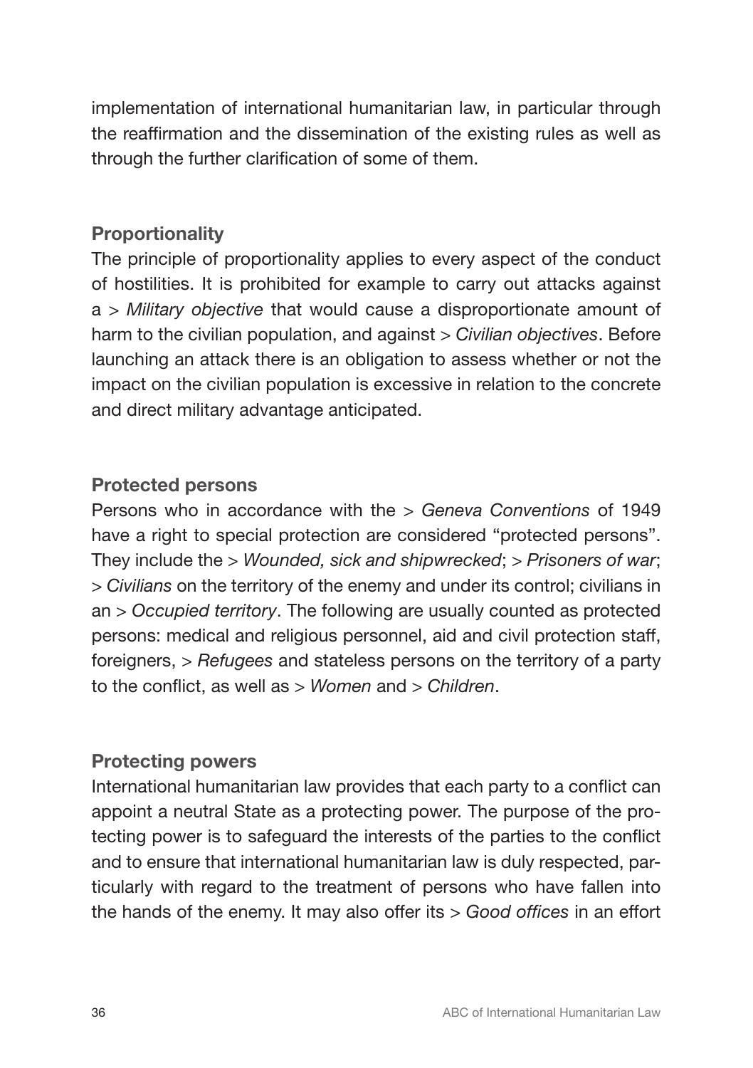implementation of international humanitarian law, in particular through the reaffirmation and the dissemination of the existing rules as well as through the further clarification of some of them.

## Proportionality

The principle of proportionality applies to every aspect of the conduct of hostilities. It is prohibited for example to carry out attacks against a > *Military objective* that would cause a disproportionate amount of harm to the civilian population, and against > *Civilian objectives*. Before launching an attack there is an obligation to assess whether or not the impact on the civilian population is excessive in relation to the concrete and direct military advantage anticipated.

## Protected persons

Persons who in accordance with the > *Geneva Conventions* of 1949 have a right to special protection are considered "protected persons". They include the > *Wounded, sick and shipwrecked*; > *Prisoners of war*; > *Civilians* on the territory of the enemy and under its control; civilians in an > *Occupied territory*. The following are usually counted as protected persons: medical and religious personnel, aid and civil protection staff, foreigners, > *Refugees* and stateless persons on the territory of a party to the conflict, as well as > *Women* and > *Children*.

## Protecting powers

International humanitarian law provides that each party to a conflict can appoint a neutral State as a protecting power. The purpose of the protecting power is to safeguard the interests of the parties to the conflict and to ensure that international humanitarian law is duly respected, particularly with regard to the treatment of persons who have fallen into the hands of the enemy. It may also offer its > *Good offices* in an effort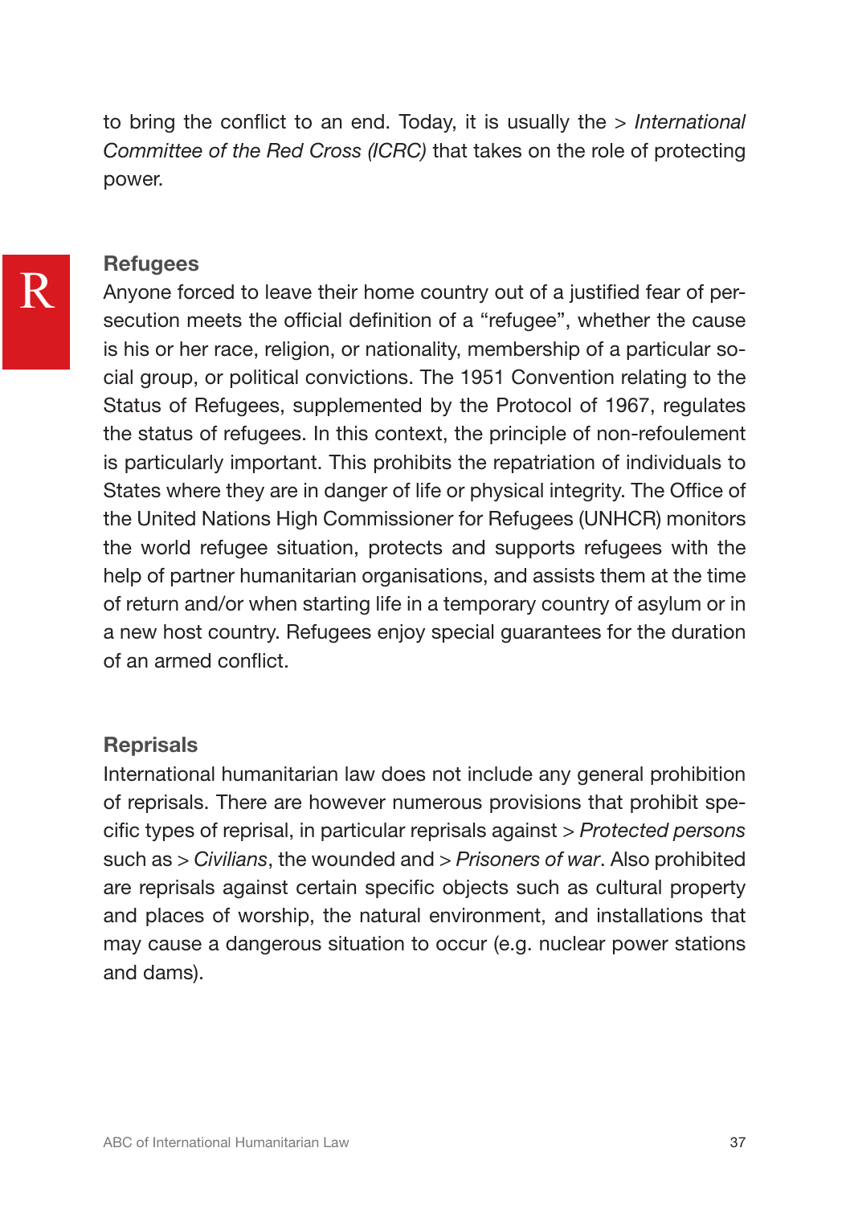to bring the conflict to an end. Today, it is usually the > *International Committee of the Red Cross (ICRC)* that takes on the role of protecting power.

## R

### Refugees

Anyone forced to leave their home country out of a justified fear of persecution meets the official definition of a "refugee", whether the cause is his or her race, religion, or nationality, membership of a particular social group, or political convictions. The 1951 Convention relating to the Status of Refugees, supplemented by the Protocol of 1967, regulates the status of refugees. In this context, the principle of non-refoulement is particularly important. This prohibits the repatriation of individuals to States where they are in danger of life or physical integrity. The Office of the United Nations High Commissioner for Refugees (UNHCR) monitors the world refugee situation, protects and supports refugees with the help of partner humanitarian organisations, and assists them at the time of return and/or when starting life in a temporary country of asylum or in a new host country. Refugees enjoy special guarantees for the duration of an armed conflict.

### Reprisals

International humanitarian law does not include any general prohibition of reprisals. There are however numerous provisions that prohibit specific types of reprisal, in particular reprisals against > *Protected persons* such as > *Civilians*, the wounded and > *Prisoners of war*. Also prohibited are reprisals against certain specific objects such as cultural property and places of worship, the natural environment, and installations that may cause a dangerous situation to occur (e.g. nuclear power stations and dams).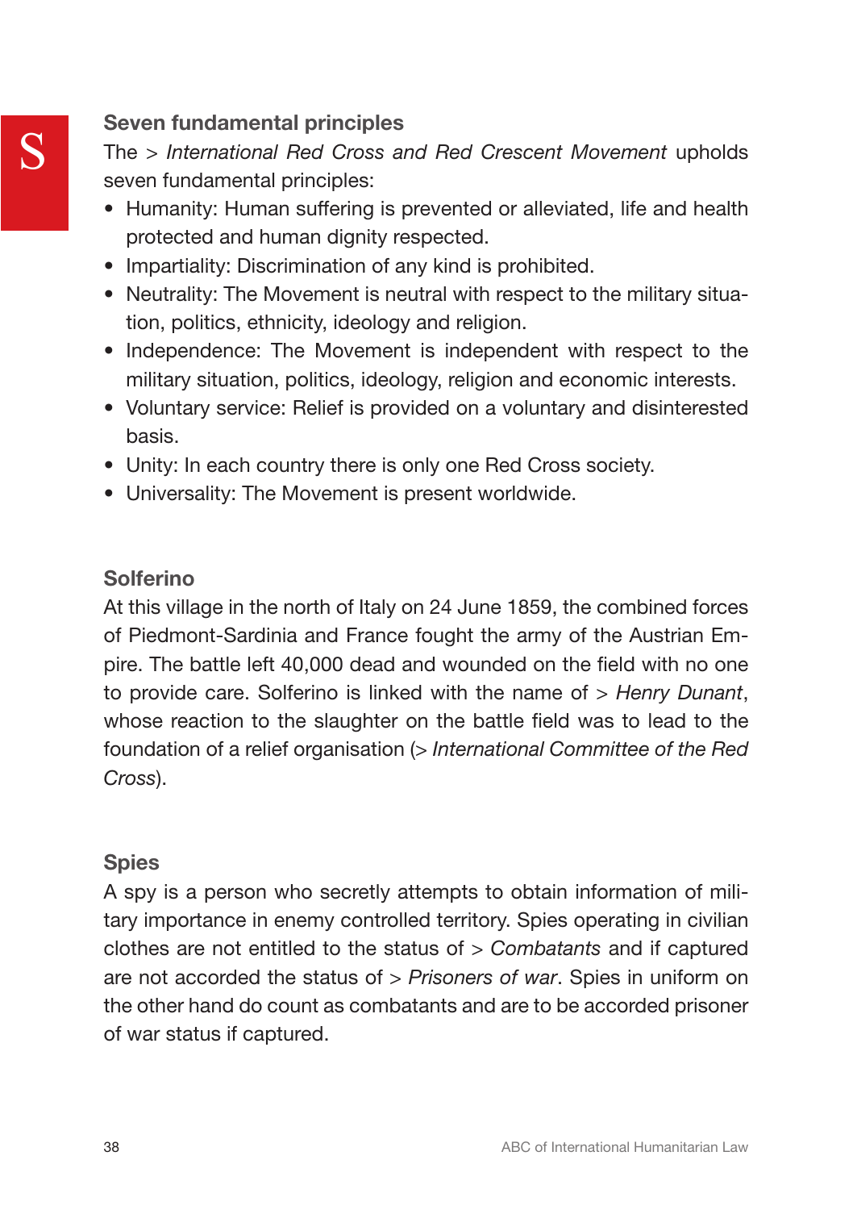## Seven fundamental principles

The > *International Red Cross and Red Crescent Movement* upholds seven fundamental principles:

- Humanity: Human suffering is prevented or alleviated, life and health protected and human dignity respected.
- Impartiality: Discrimination of any kind is prohibited.
- Neutrality: The Movement is neutral with respect to the military situation, politics, ethnicity, ideology and religion.
- Independence: The Movement is independent with respect to the military situation, politics, ideology, religion and economic interests.
- Voluntary service: Relief is provided on a voluntary and disinterested basis.
- Unity: In each country there is only one Red Cross society.
- Universality: The Movement is present worldwide.

## Solferino

At this village in the north of Italy on 24 June 1859, the combined forces of Piedmont-Sardinia and France fought the army of the Austrian Empire. The battle left 40,000 dead and wounded on the field with no one to provide care. Solferino is linked with the name of > *Henry Dunant*, whose reaction to the slaughter on the battle field was to lead to the foundation of a relief organisation (> *International Committee of the Red Cross*).

## Spies

A spy is a person who secretly attempts to obtain information of military importance in enemy controlled territory. Spies operating in civilian clothes are not entitled to the status of > *Combatants* and if captured are not accorded the status of > *Prisoners of war*. Spies in uniform on the other hand do count as combatants and are to be accorded prisoner of war status if captured.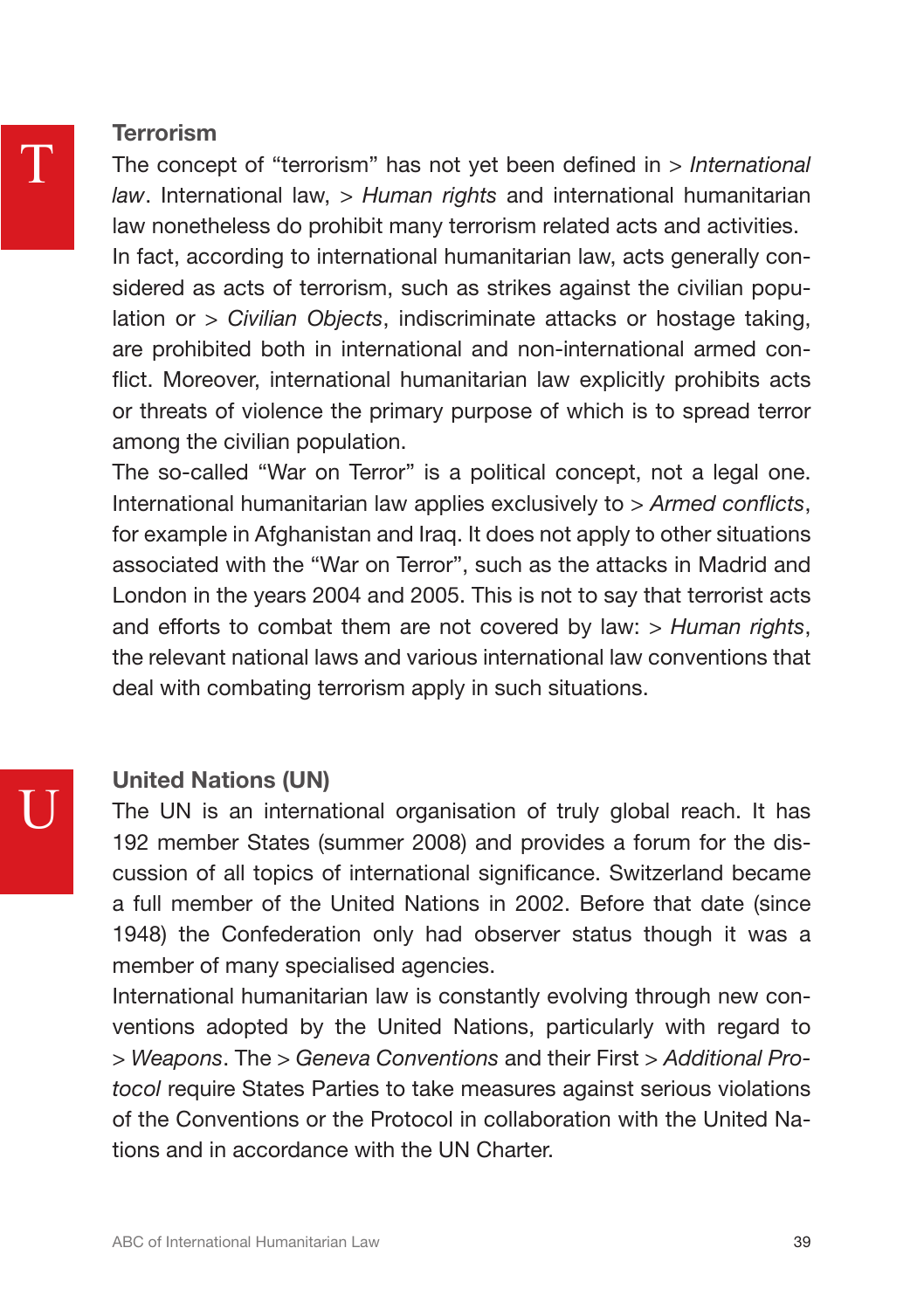## Terrorism

The concept of "terrorism" has not yet been defined in > *International law*. International law, > *Human rights* and international humanitarian law nonetheless do prohibit many terrorism related acts and activities. In fact, according to international humanitarian law, acts generally considered as acts of terrorism, such as strikes against the civilian population or > *Civilian Objects*, indiscriminate attacks or hostage taking, are prohibited both in international and non-international armed conflict. Moreover, international humanitarian law explicitly prohibits acts or threats of violence the primary purpose of which is to spread terror among the civilian population.

The so-called "War on Terror" is a political concept, not a legal one. International humanitarian law applies exclusively to > *Armed conflicts*, for example in Afghanistan and Iraq. It does not apply to other situations associated with the "War on Terror", such as the attacks in Madrid and London in the years 2004 and 2005. This is not to say that terrorist acts and efforts to combat them are not covered by law: > *Human rights*, the relevant national laws and various international law conventions that deal with combating terrorism apply in such situations.

## United Nations (UN)

The UN is an international organisation of truly global reach. It has 192 member States (summer 2008) and provides a forum for the discussion of all topics of international significance. Switzerland became a full member of the United Nations in 2002. Before that date (since 1948) the Confederation only had observer status though it was a member of many specialised agencies.

International humanitarian law is constantly evolving through new conventions adopted by the United Nations, particularly with regard to > *Weapons*. The > *Geneva Conventions* and their First > *Additional Protocol* require States Parties to take measures against serious violations of the Conventions or the Protocol in collaboration with the United Nations and in accordance with the UN Charter.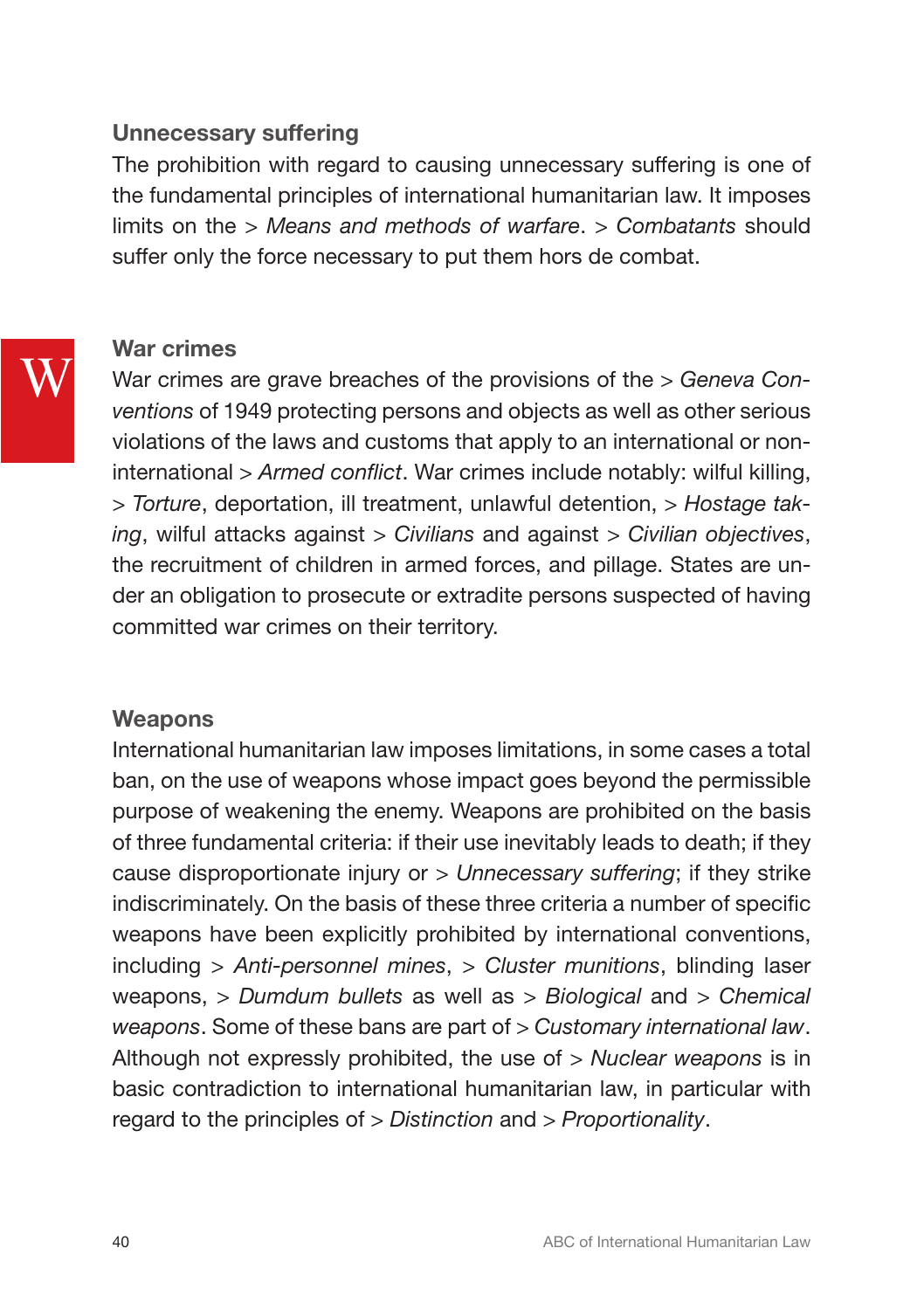## Unnecessary suffering

The prohibition with regard to causing unnecessary suffering is one of the fundamental principles of international humanitarian law. It imposes limits on the > *Means and methods of warfare*. > *Combatants* should suffer only the force necessary to put them hors de combat.

W

## War crimes

War crimes are grave breaches of the provisions of the > *Geneva Conventions* of 1949 protecting persons and objects as well as other serious violations of the laws and customs that apply to an international or non-international > *Armed conflict*. War crimes include notably: wilful killing, > *Torture*, deportation, ill treatment, unlawful detention, > *Hostage taking*, wilful attacks against > *Civilians* and against > *Civilian objectives*, the recruitment of children in armed forces, and pillage. States are under an obligation to prosecute or extradite persons suspected of having committed war crimes on their territory.

## Weapons

International humanitarian law imposes limitations, in some cases a total ban, on the use of weapons whose impact goes beyond the permissible purpose of weakening the enemy. Weapons are prohibited on the basis of three fundamental criteria: if their use inevitably leads to death; if they cause disproportionate injury or > *Unnecessary suffering*; if they strike indiscriminately. On the basis of these three criteria a number of specific weapons have been explicitly prohibited by international conventions, including > *Anti-personnel mines*, > *Cluster munitions*, blinding laser weapons, > *Dumdum bullets* as well as > *Biological* and > *Chemical weapons*. Some of these bans are part of > *Customary international law*. Although not expressly prohibited, the use of > *Nuclear weapons* is in basic contradiction to international humanitarian law, in particular with regard to the principles of > *Distinction* and > *Proportionality*.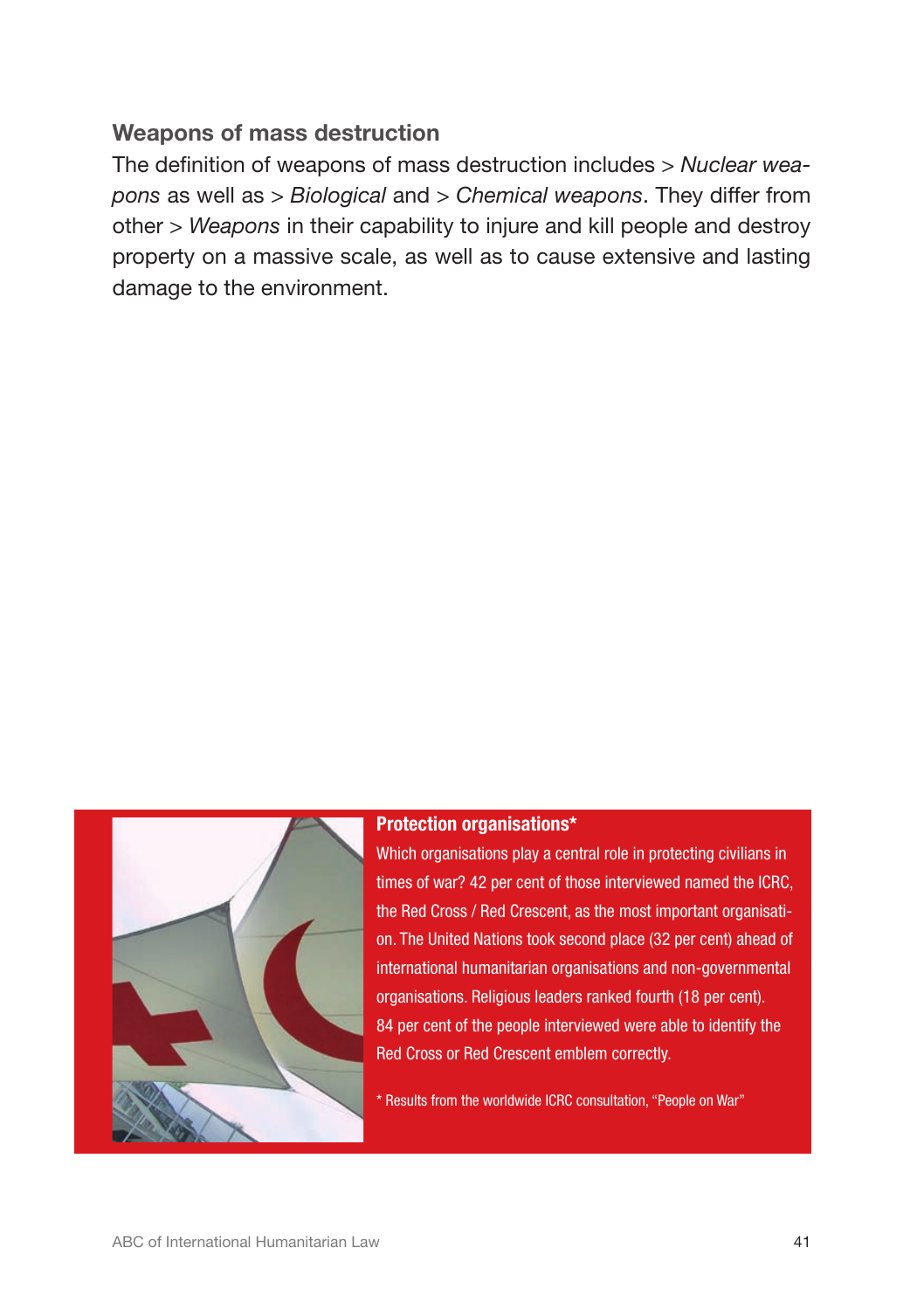## Weapons of mass destruction

The definition of weapons of mass destruction includes > *Nuclear weapons* as well as > *Biological* and > *Chemical weapons*. They differ from other > *Weapons* in their capability to injure and kill people and destroy property on a massive scale, as well as to cause extensive and lasting damage to the environment.

**Protection organisations***

Which organisations play a central role in protecting civilians in times of war? 42 per cent of those interviewed named the ICRC, the Red Cross / Red Crescent, as the most important organisation. The United Nations took second place (32 per cent) ahead of international humanitarian organisations and non-governmental organisations. Religious leaders ranked fourth (18 per cent). 84 per cent of the people interviewed were able to identify the Red Cross or Red Crescent emblem correctly.

* Results from the worldwide ICRC consultation, "People on War"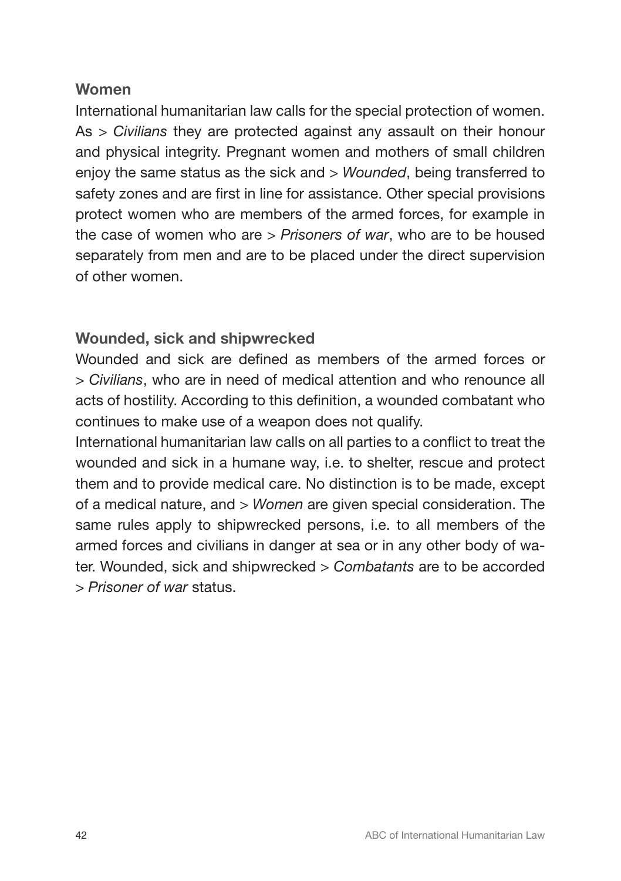## Women

International humanitarian law calls for the special protection of women. As > *Civilians* they are protected against any assault on their honour and physical integrity. Pregnant women and mothers of small children enjoy the same status as the sick and > *Wounded*, being transferred to safety zones and are first in line for assistance. Other special provisions protect women who are members of the armed forces, for example in the case of women who are > *Prisoners of war*, who are to be housed separately from men and are to be placed under the direct supervision of other women.

## Wounded, sick and shipwrecked

Wounded and sick are defined as members of the armed forces or > *Civilians*, who are in need of medical attention and who renounce all acts of hostility. According to this definition, a wounded combatant who continues to make use of a weapon does not qualify.

International humanitarian law calls on all parties to a conflict to treat the wounded and sick in a humane way, i.e. to shelter, rescue and protect them and to provide medical care. No distinction is to be made, except of a medical nature, and > *Women* are given special consideration. The same rules apply to shipwrecked persons, i.e. to all members of the armed forces and civilians in danger at sea or in any other body of water. Wounded, sick and shipwrecked > *Combatants* are to be accorded > *Prisoner of war* status.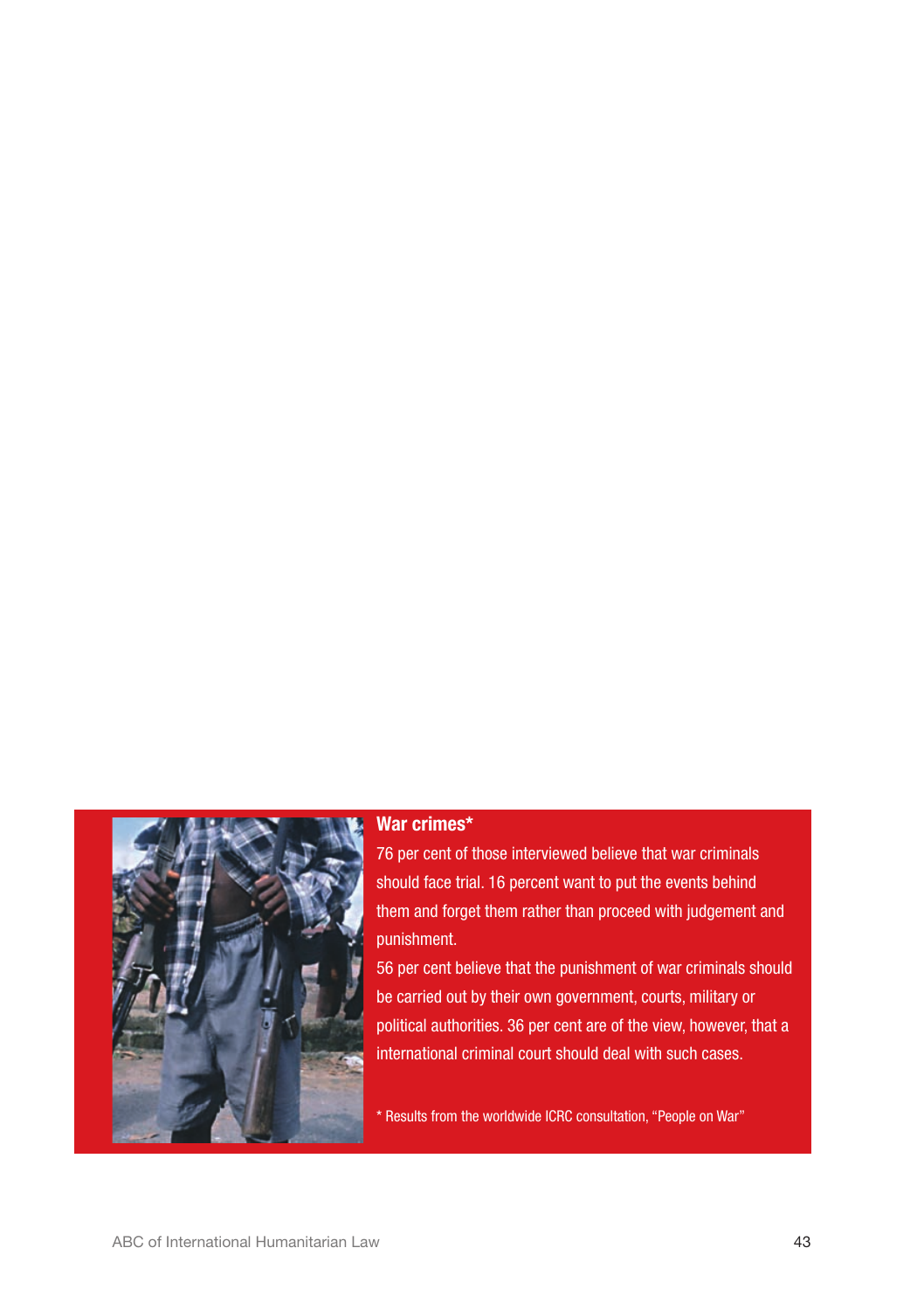**War crimes***

76 per cent of those interviewed believe that war criminals should face trial. 16 percent want to put the events behind them and forget them rather than proceed with judgement and punishment.

56 per cent believe that the punishment of war criminals should be carried out by their own government, courts, military or political authorities. 36 per cent are of the view, however, that a international criminal court should deal with such cases.

* Results from the worldwide ICRC consultation, "People on War"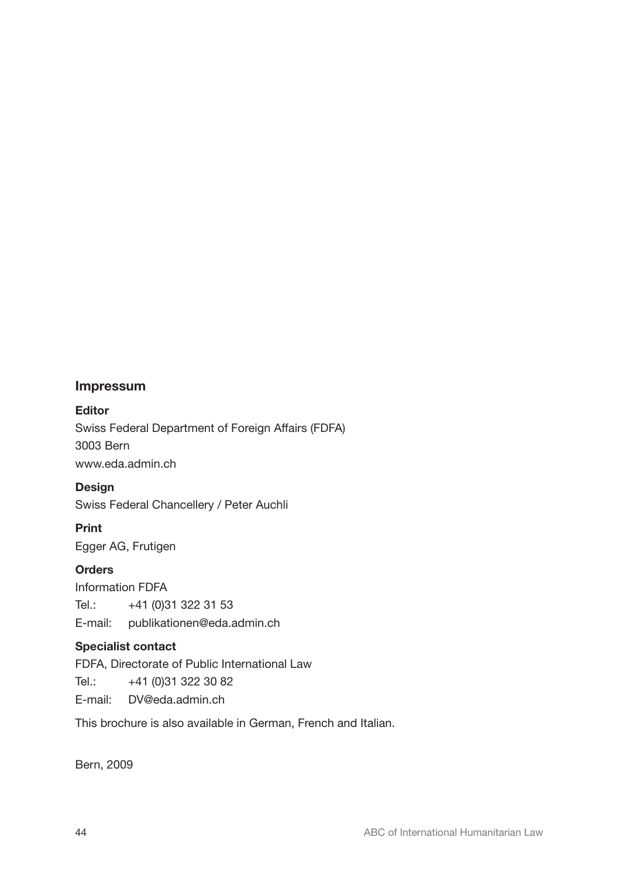## Impressum

**Editor**
Swiss Federal Department of Foreign Affairs (FDFA)
3003 Bern
www.eda.admin.ch

**Design**
Swiss Federal Chancellery / Peter Auchli

**Print**
Egger AG, Frutigen

**Orders**
Information FDFA
Tel.: +41 (0)31 322 31 53
E-mail: publikationen@eda.admin.ch

**Specialist contact**
FDFA, Directorate of Public International Law
Tel.: +41 (0)31 322 30 82
E-mail: DV@eda.admin.ch

This brochure is also available in German, French and Italian.

Bern, 2009